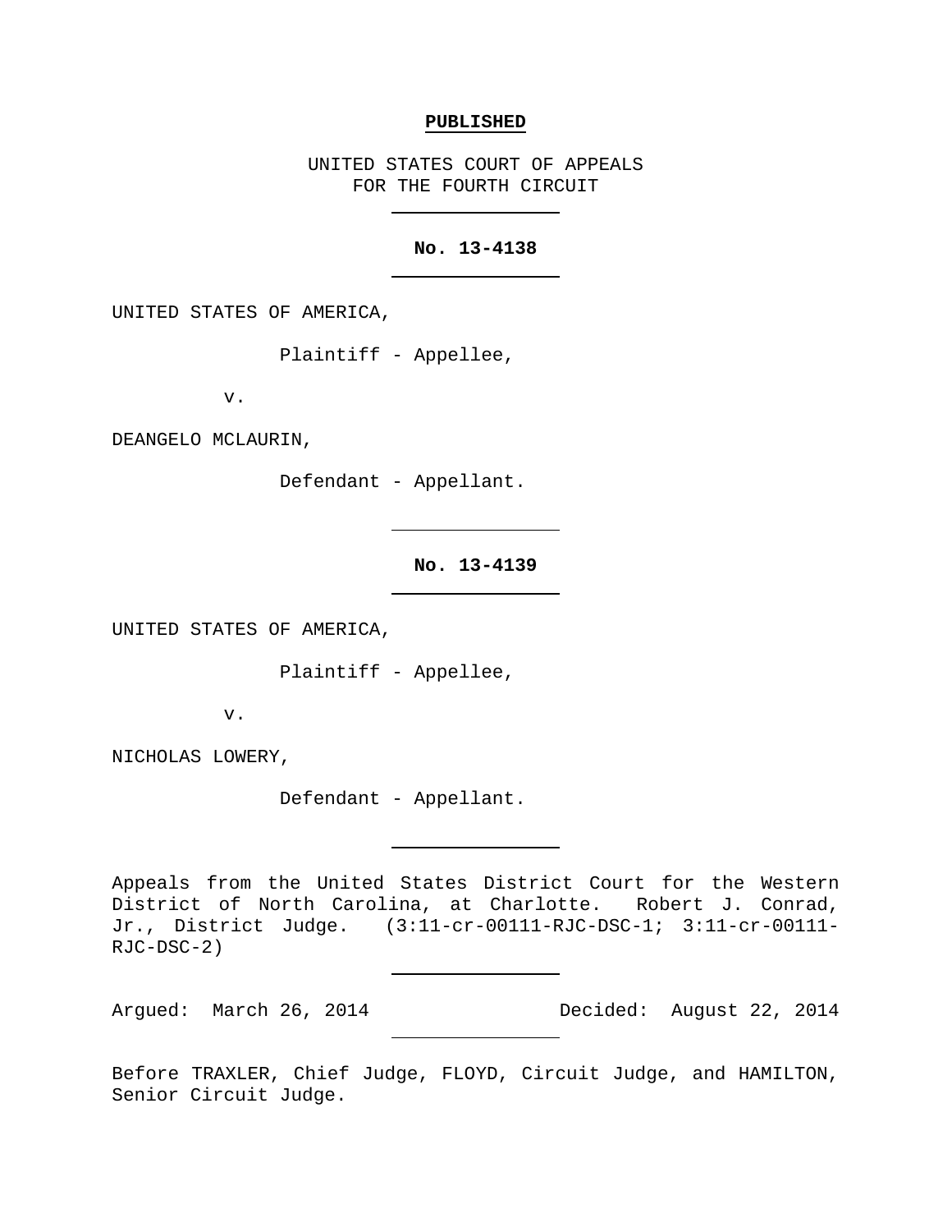**PUBLISHED**

UNITED STATES COURT OF APPEALS
FOR THE FOURTH CIRCUIT

---

**No. 13-4138**

---

UNITED STATES OF AMERICA,

Plaintiff - Appellee,

v.

DEANGELO MCLAURIN,

Defendant - Appellant.

---

**No. 13-4139**

---

UNITED STATES OF AMERICA,

Plaintiff - Appellee,

v.

NICHOLAS LOWERY,

Defendant - Appellant.

---

Appeals from the United States District Court for the Western District of North Carolina, at Charlotte. Robert J. Conrad, Jr., District Judge. (3:11-cr-00111-RJC-DSC-1; 3:11-cr-00111-RJC-DSC-2)

---

Argued: March 26, 2014 Decided: August 22, 2014

---

Before TRAXLER, Chief Judge, FLOYD, Circuit Judge, and HAMILTON, Senior Circuit Judge.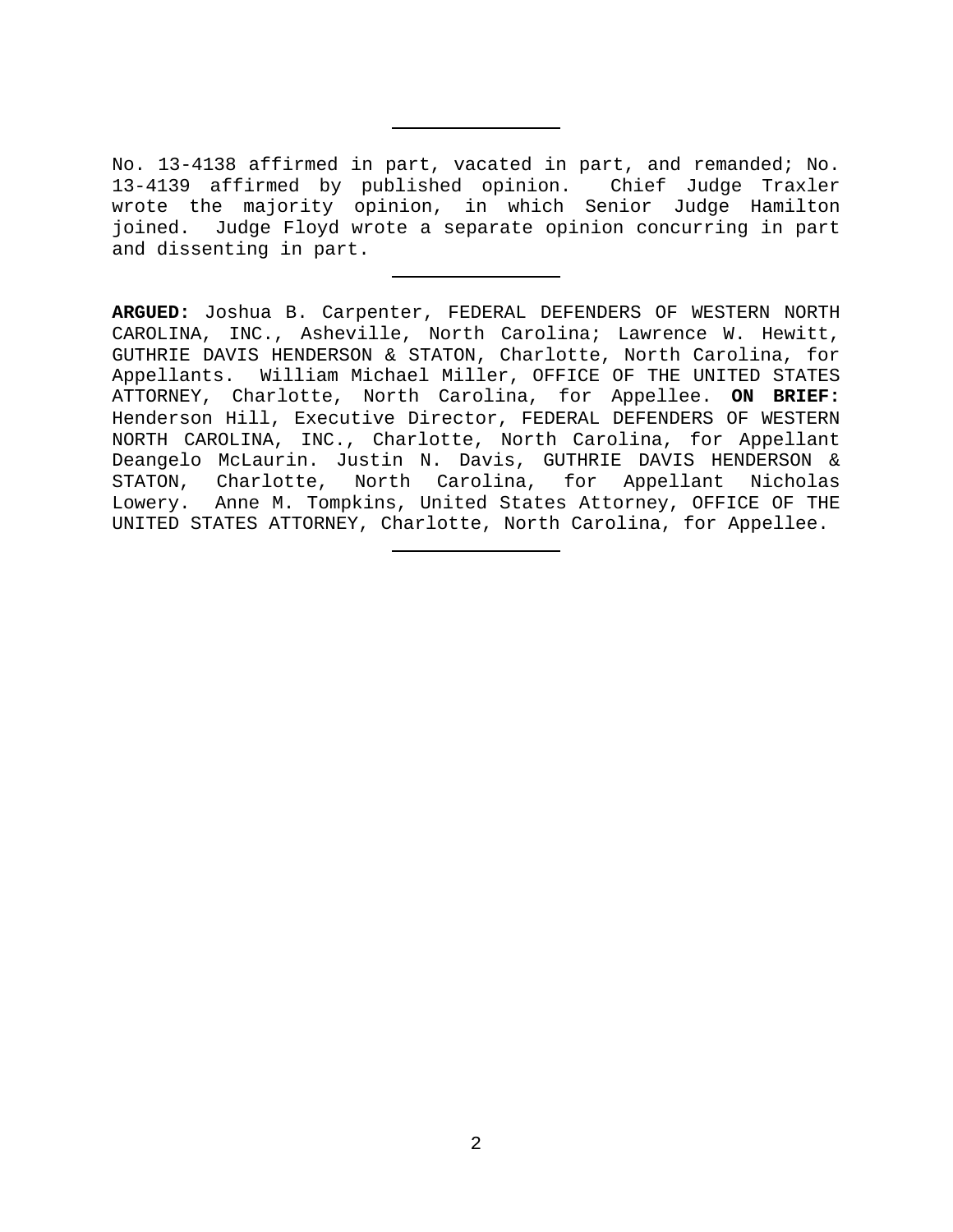---

No. 13-4138 affirmed in part, vacated in part, and remanded; No. 13-4139 affirmed by published opinion. Chief Judge Traxler wrote the majority opinion, in which Senior Judge Hamilton joined. Judge Floyd wrote a separate opinion concurring in part and dissenting in part.

---

**ARGUED:** Joshua B. Carpenter, FEDERAL DEFENDERS OF WESTERN NORTH CAROLINA, INC., Asheville, North Carolina; Lawrence W. Hewitt, GUTHRIE DAVIS HENDERSON & STATON, Charlotte, North Carolina, for Appellants. William Michael Miller, OFFICE OF THE UNITED STATES ATTORNEY, Charlotte, North Carolina, for Appellee. **ON BRIEF:** Henderson Hill, Executive Director, FEDERAL DEFENDERS OF WESTERN NORTH CAROLINA, INC., Charlotte, North Carolina, for Appellant Deangelo McLaurin. Justin N. Davis, GUTHRIE DAVIS HENDERSON & STATON, Charlotte, North Carolina, for Appellant Nicholas Lowery. Anne M. Tompkins, United States Attorney, OFFICE OF THE UNITED STATES ATTORNEY, Charlotte, North Carolina, for Appellee.

---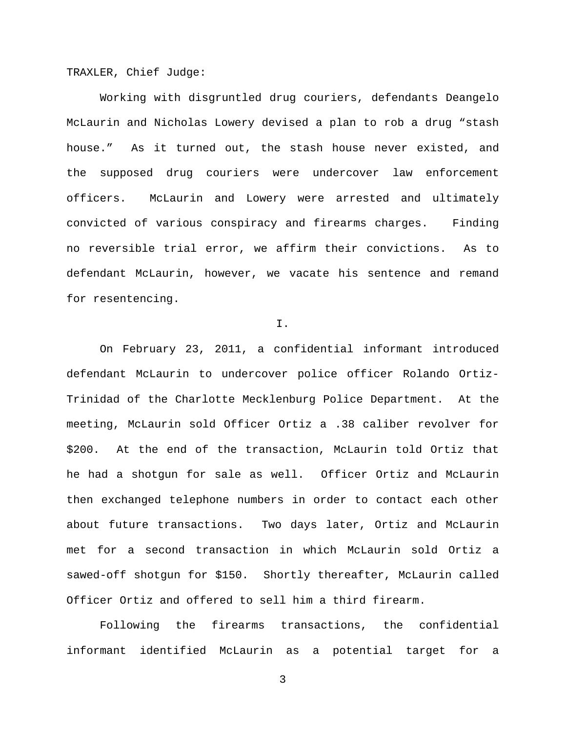TRAXLER, Chief Judge:

Working with disgruntled drug couriers, defendants Deangelo McLaurin and Nicholas Lowery devised a plan to rob a drug "stash house." As it turned out, the stash house never existed, and the supposed drug couriers were undercover law enforcement officers. McLaurin and Lowery were arrested and ultimately convicted of various conspiracy and firearms charges. Finding no reversible trial error, we affirm their convictions. As to defendant McLaurin, however, we vacate his sentence and remand for resentencing.

I.

On February 23, 2011, a confidential informant introduced defendant McLaurin to undercover police officer Rolando Ortiz-Trinidad of the Charlotte Mecklenburg Police Department. At the meeting, McLaurin sold Officer Ortiz a .38 caliber revolver for $200. At the end of the transaction, McLaurin told Ortiz that he had a shotgun for sale as well. Officer Ortiz and McLaurin then exchanged telephone numbers in order to contact each other about future transactions. Two days later, Ortiz and McLaurin met for a second transaction in which McLaurin sold Ortiz a sawed-off shotgun for $150. Shortly thereafter, McLaurin called Officer Ortiz and offered to sell him a third firearm.

Following the firearms transactions, the confidential informant identified McLaurin as a potential target for a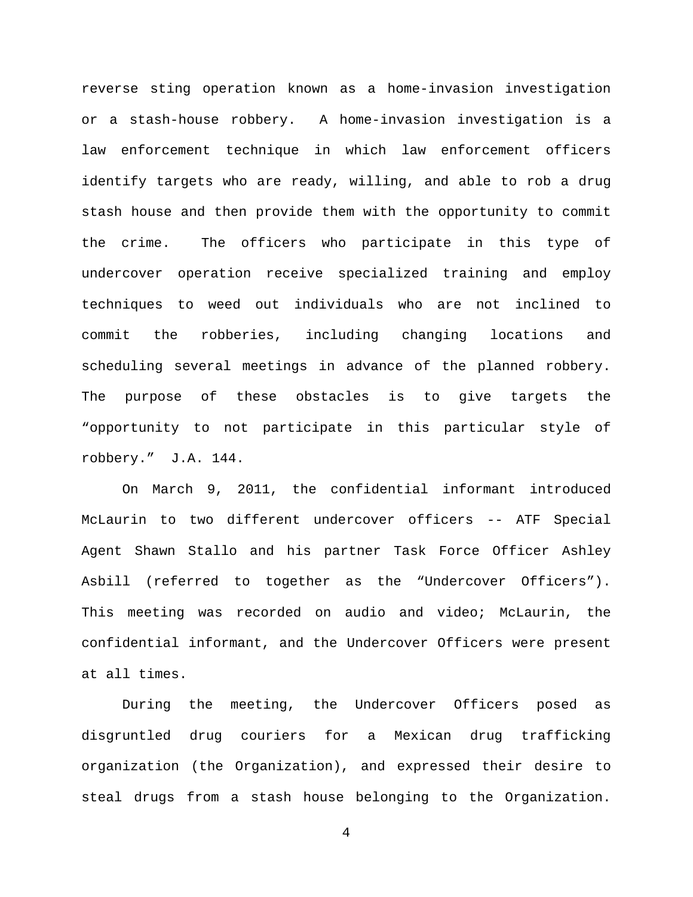reverse sting operation known as a home-invasion investigation or a stash-house robbery. A home-invasion investigation is a law enforcement technique in which law enforcement officers identify targets who are ready, willing, and able to rob a drug stash house and then provide them with the opportunity to commit the crime. The officers who participate in this type of undercover operation receive specialized training and employ techniques to weed out individuals who are not inclined to commit the robberies, including changing locations and scheduling several meetings in advance of the planned robbery. The purpose of these obstacles is to give targets the "opportunity to not participate in this particular style of robbery." J.A. 144.

On March 9, 2011, the confidential informant introduced McLaurin to two different undercover officers -- ATF Special Agent Shawn Stallo and his partner Task Force Officer Ashley Asbill (referred to together as the "Undercover Officers"). This meeting was recorded on audio and video; McLaurin, the confidential informant, and the Undercover Officers were present at all times.

During the meeting, the Undercover Officers posed as disgruntled drug couriers for a Mexican drug trafficking organization (the Organization), and expressed their desire to steal drugs from a stash house belonging to the Organization.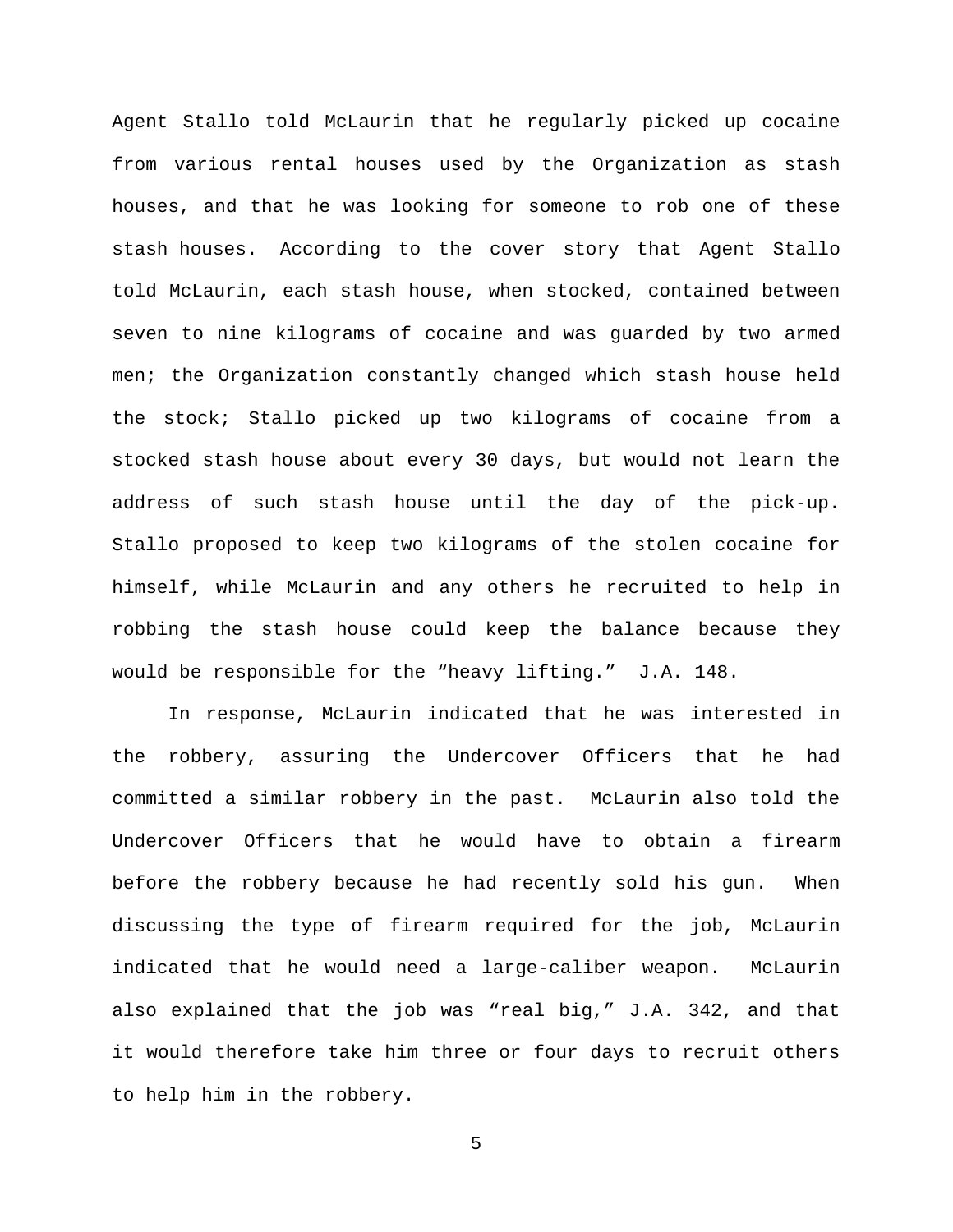Agent Stallo told McLaurin that he regularly picked up cocaine from various rental houses used by the Organization as stash houses, and that he was looking for someone to rob one of these stash houses. According to the cover story that Agent Stallo told McLaurin, each stash house, when stocked, contained between seven to nine kilograms of cocaine and was guarded by two armed men; the Organization constantly changed which stash house held the stock; Stallo picked up two kilograms of cocaine from a stocked stash house about every 30 days, but would not learn the address of such stash house until the day of the pick-up. Stallo proposed to keep two kilograms of the stolen cocaine for himself, while McLaurin and any others he recruited to help in robbing the stash house could keep the balance because they would be responsible for the "heavy lifting." J.A. 148.

In response, McLaurin indicated that he was interested in the robbery, assuring the Undercover Officers that he had committed a similar robbery in the past. McLaurin also told the Undercover Officers that he would have to obtain a firearm before the robbery because he had recently sold his gun. When discussing the type of firearm required for the job, McLaurin indicated that he would need a large-caliber weapon. McLaurin also explained that the job was "real big," J.A. 342, and that it would therefore take him three or four days to recruit others to help him in the robbery.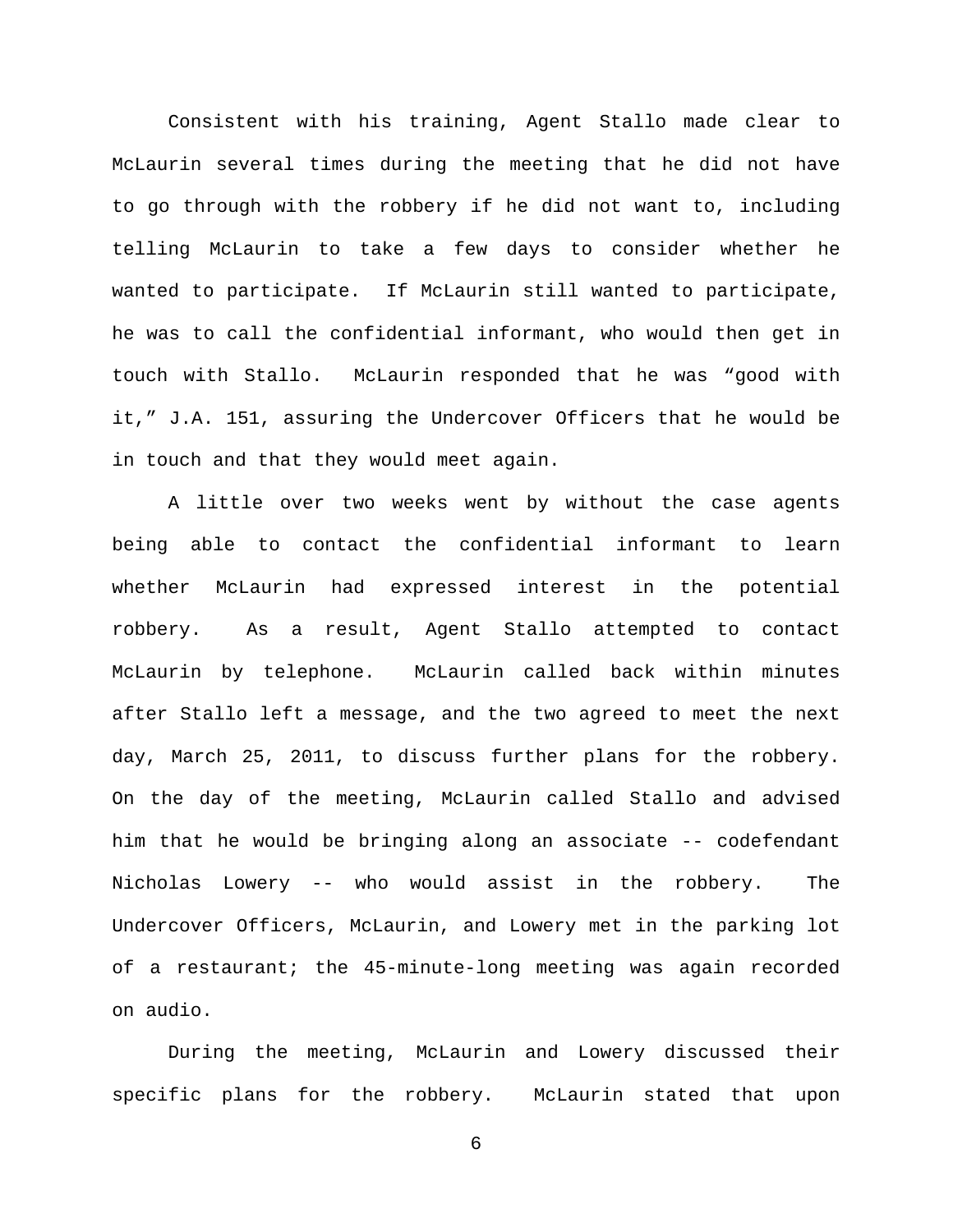Consistent with his training, Agent Stallo made clear to McLaurin several times during the meeting that he did not have to go through with the robbery if he did not want to, including telling McLaurin to take a few days to consider whether he wanted to participate. If McLaurin still wanted to participate, he was to call the confidential informant, who would then get in touch with Stallo. McLaurin responded that he was "good with it," J.A. 151, assuring the Undercover Officers that he would be in touch and that they would meet again.

A little over two weeks went by without the case agents being able to contact the confidential informant to learn whether McLaurin had expressed interest in the potential robbery. As a result, Agent Stallo attempted to contact McLaurin by telephone. McLaurin called back within minutes after Stallo left a message, and the two agreed to meet the next day, March 25, 2011, to discuss further plans for the robbery. On the day of the meeting, McLaurin called Stallo and advised him that he would be bringing along an associate -- codefendant Nicholas Lowery -- who would assist in the robbery. The Undercover Officers, McLaurin, and Lowery met in the parking lot of a restaurant; the 45-minute-long meeting was again recorded on audio.

During the meeting, McLaurin and Lowery discussed their specific plans for the robbery. McLaurin stated that upon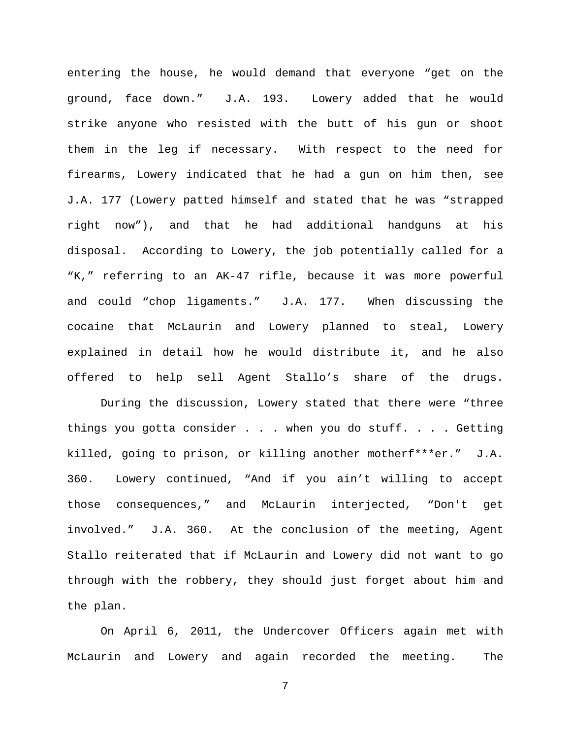entering the house, he would demand that everyone "get on the ground, face down." J.A. 193. Lowery added that he would strike anyone who resisted with the butt of his gun or shoot them in the leg if necessary. With respect to the need for firearms, Lowery indicated that he had a gun on him then, see J.A. 177 (Lowery patted himself and stated that he was "strapped right now"), and that he had additional handguns at his disposal. According to Lowery, the job potentially called for a "K," referring to an AK-47 rifle, because it was more powerful and could "chop ligaments." J.A. 177. When discussing the cocaine that McLaurin and Lowery planned to steal, Lowery explained in detail how he would distribute it, and he also offered to help sell Agent Stallo's share of the drugs.

During the discussion, Lowery stated that there were "three things you gotta consider . . . when you do stuff. . . . Getting killed, going to prison, or killing another motherf***er." J.A. 360. Lowery continued, "And if you ain't willing to accept those consequences," and McLaurin interjected, "Don't get involved." J.A. 360. At the conclusion of the meeting, Agent Stallo reiterated that if McLaurin and Lowery did not want to go through with the robbery, they should just forget about him and the plan.

On April 6, 2011, the Undercover Officers again met with McLaurin and Lowery and again recorded the meeting. The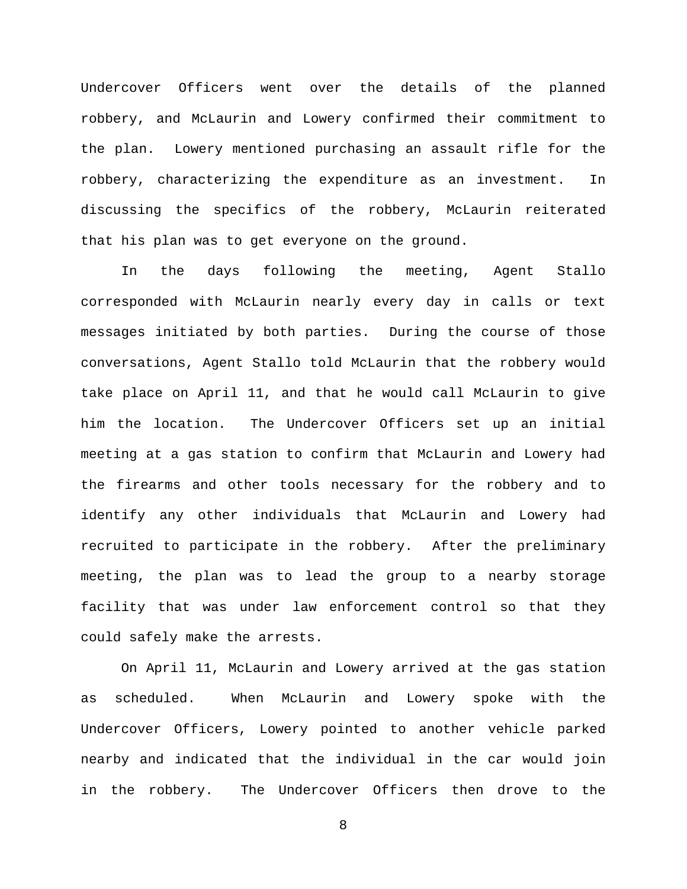Undercover Officers went over the details of the planned robbery, and McLaurin and Lowery confirmed their commitment to the plan. Lowery mentioned purchasing an assault rifle for the robbery, characterizing the expenditure as an investment. In discussing the specifics of the robbery, McLaurin reiterated that his plan was to get everyone on the ground.

In the days following the meeting, Agent Stallo corresponded with McLaurin nearly every day in calls or text messages initiated by both parties. During the course of those conversations, Agent Stallo told McLaurin that the robbery would take place on April 11, and that he would call McLaurin to give him the location. The Undercover Officers set up an initial meeting at a gas station to confirm that McLaurin and Lowery had the firearms and other tools necessary for the robbery and to identify any other individuals that McLaurin and Lowery had recruited to participate in the robbery. After the preliminary meeting, the plan was to lead the group to a nearby storage facility that was under law enforcement control so that they could safely make the arrests.

On April 11, McLaurin and Lowery arrived at the gas station as scheduled. When McLaurin and Lowery spoke with the Undercover Officers, Lowery pointed to another vehicle parked nearby and indicated that the individual in the car would join in the robbery. The Undercover Officers then drove to the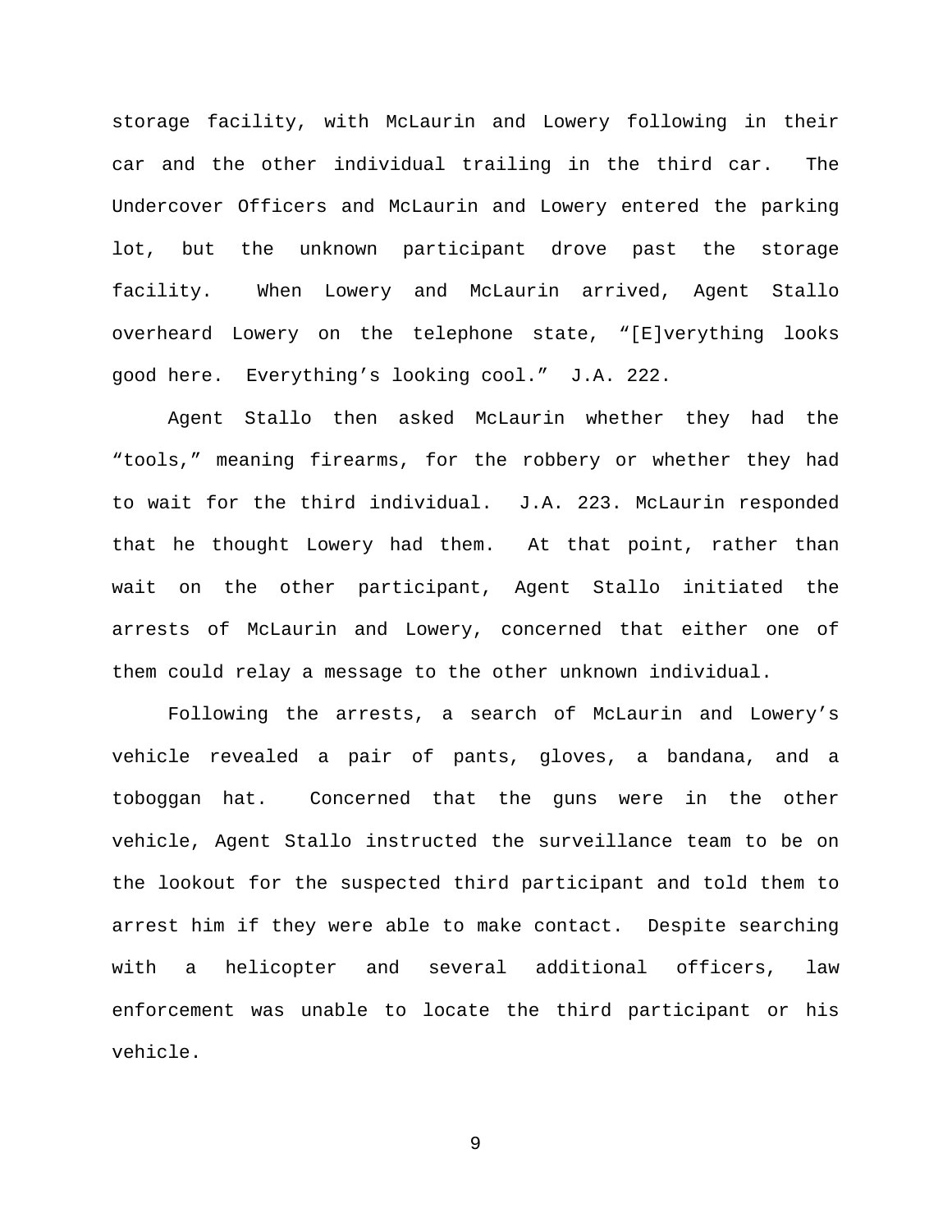storage facility, with McLaurin and Lowery following in their car and the other individual trailing in the third car. The Undercover Officers and McLaurin and Lowery entered the parking lot, but the unknown participant drove past the storage facility. When Lowery and McLaurin arrived, Agent Stallo overheard Lowery on the telephone state, "[E]verything looks good here. Everything's looking cool." J.A. 222.

Agent Stallo then asked McLaurin whether they had the "tools," meaning firearms, for the robbery or whether they had to wait for the third individual. J.A. 223. McLaurin responded that he thought Lowery had them. At that point, rather than wait on the other participant, Agent Stallo initiated the arrests of McLaurin and Lowery, concerned that either one of them could relay a message to the other unknown individual.

Following the arrests, a search of McLaurin and Lowery's vehicle revealed a pair of pants, gloves, a bandana, and a toboggan hat. Concerned that the guns were in the other vehicle, Agent Stallo instructed the surveillance team to be on the lookout for the suspected third participant and told them to arrest him if they were able to make contact. Despite searching with a helicopter and several additional officers, law enforcement was unable to locate the third participant or his vehicle.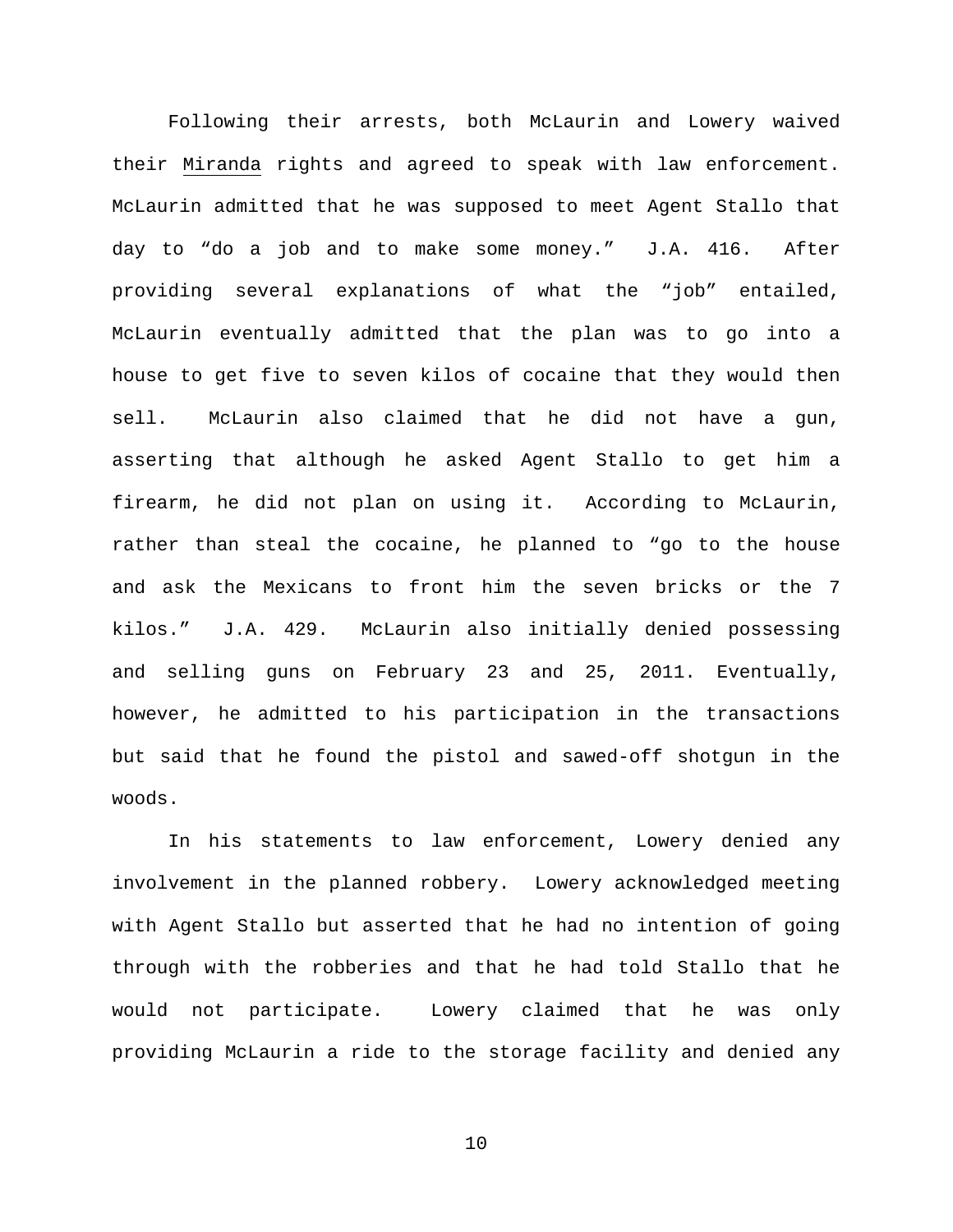Following their arrests, both McLaurin and Lowery waived their _Miranda_ rights and agreed to speak with law enforcement. McLaurin admitted that he was supposed to meet Agent Stallo that day to "do a job and to make some money." J.A. 416. After providing several explanations of what the "job" entailed, McLaurin eventually admitted that the plan was to go into a house to get five to seven kilos of cocaine that they would then sell. McLaurin also claimed that he did not have a gun, asserting that although he asked Agent Stallo to get him a firearm, he did not plan on using it. According to McLaurin, rather than steal the cocaine, he planned to "go to the house and ask the Mexicans to front him the seven bricks or the 7 kilos." J.A. 429. McLaurin also initially denied possessing and selling guns on February 23 and 25, 2011. Eventually, however, he admitted to his participation in the transactions but said that he found the pistol and sawed-off shotgun in the woods.

In his statements to law enforcement, Lowery denied any involvement in the planned robbery. Lowery acknowledged meeting with Agent Stallo but asserted that he had no intention of going through with the robberies and that he had told Stallo that he would not participate. Lowery claimed that he was only providing McLaurin a ride to the storage facility and denied any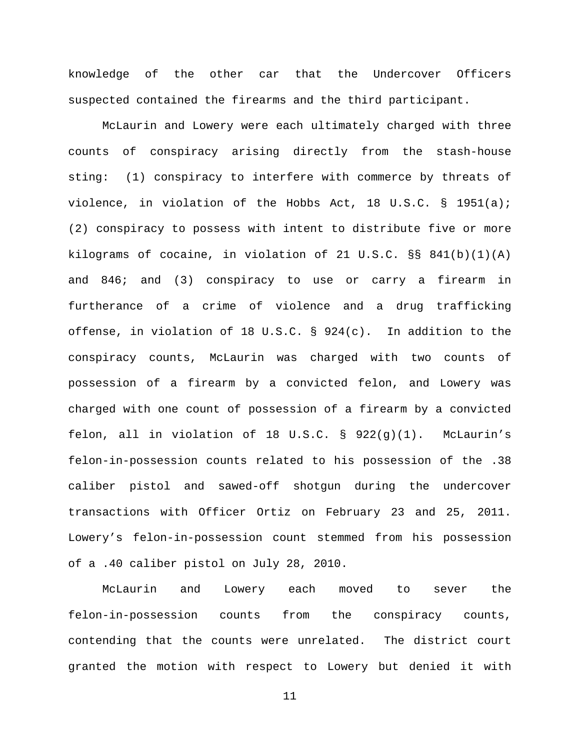knowledge of the other car that the Undercover Officers suspected contained the firearms and the third participant.

McLaurin and Lowery were each ultimately charged with three counts of conspiracy arising directly from the stash-house sting: (1) conspiracy to interfere with commerce by threats of violence, in violation of the Hobbs Act, 18 U.S.C. § 1951(a); (2) conspiracy to possess with intent to distribute five or more kilograms of cocaine, in violation of 21 U.S.C. §§ 841(b)(1)(A) and 846; and (3) conspiracy to use or carry a firearm in furtherance of a crime of violence and a drug trafficking offense, in violation of 18 U.S.C. § 924(c). In addition to the conspiracy counts, McLaurin was charged with two counts of possession of a firearm by a convicted felon, and Lowery was charged with one count of possession of a firearm by a convicted felon, all in violation of 18 U.S.C. § 922(g)(1). McLaurin's felon-in-possession counts related to his possession of the .38 caliber pistol and sawed-off shotgun during the undercover transactions with Officer Ortiz on February 23 and 25, 2011. Lowery's felon-in-possession count stemmed from his possession of a .40 caliber pistol on July 28, 2010.

McLaurin and Lowery each moved to sever the felon-in-possession counts from the conspiracy counts, contending that the counts were unrelated. The district court granted the motion with respect to Lowery but denied it with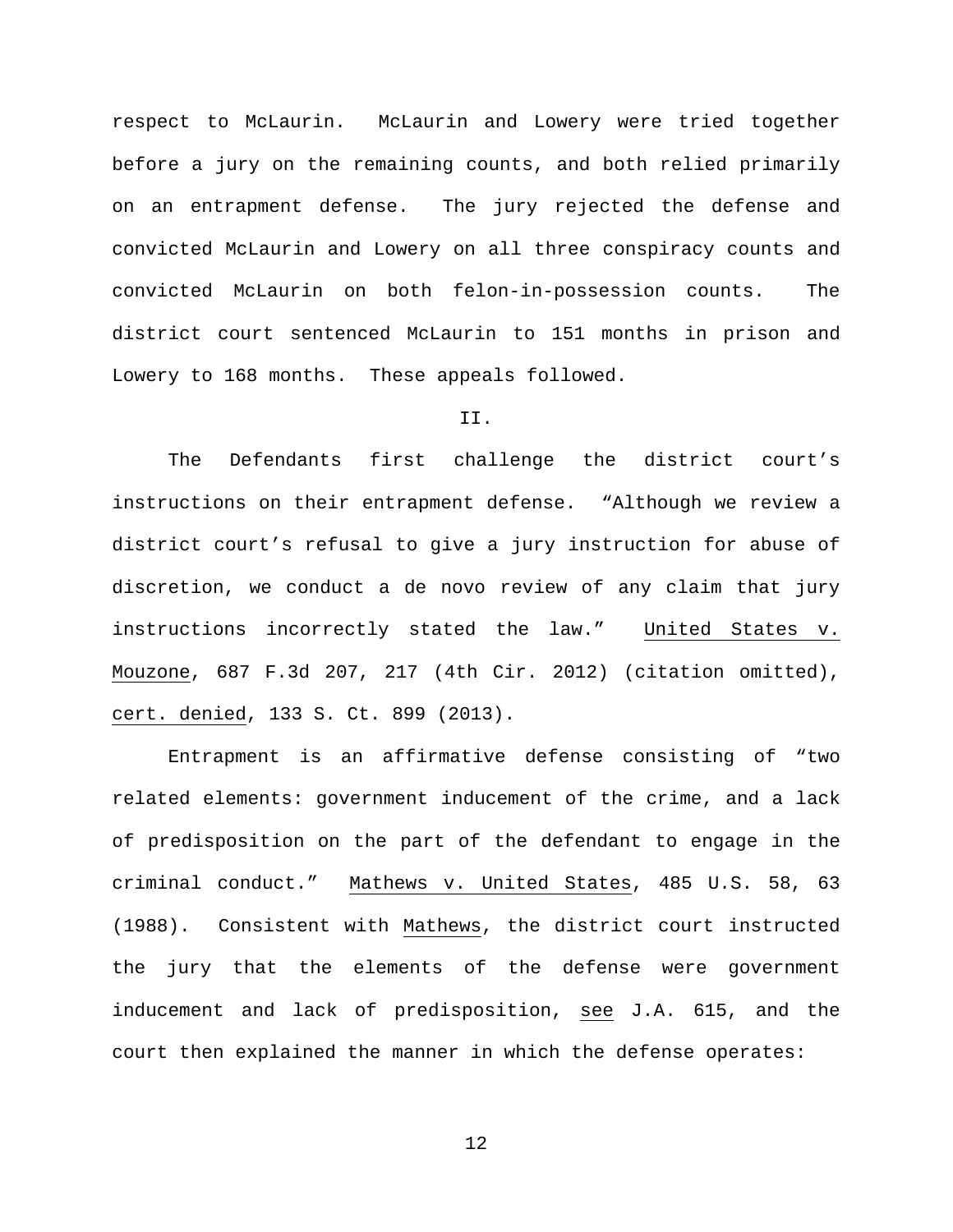respect to McLaurin. McLaurin and Lowery were tried together before a jury on the remaining counts, and both relied primarily on an entrapment defense. The jury rejected the defense and convicted McLaurin and Lowery on all three conspiracy counts and convicted McLaurin on both felon-in-possession counts. The district court sentenced McLaurin to 151 months in prison and Lowery to 168 months. These appeals followed.

## II.

The Defendants first challenge the district court's instructions on their entrapment defense. "Although we review a district court's refusal to give a jury instruction for abuse of discretion, we conduct a de novo review of any claim that jury instructions incorrectly stated the law." United States v. Mouzone, 687 F.3d 207, 217 (4th Cir. 2012) (citation omitted), cert. denied, 133 S. Ct. 899 (2013).

Entrapment is an affirmative defense consisting of "two related elements: government inducement of the crime, and a lack of predisposition on the part of the defendant to engage in the criminal conduct." Mathews v. United States, 485 U.S. 58, 63 (1988). Consistent with Mathews, the district court instructed the jury that the elements of the defense were government inducement and lack of predisposition, see J.A. 615, and the court then explained the manner in which the defense operates: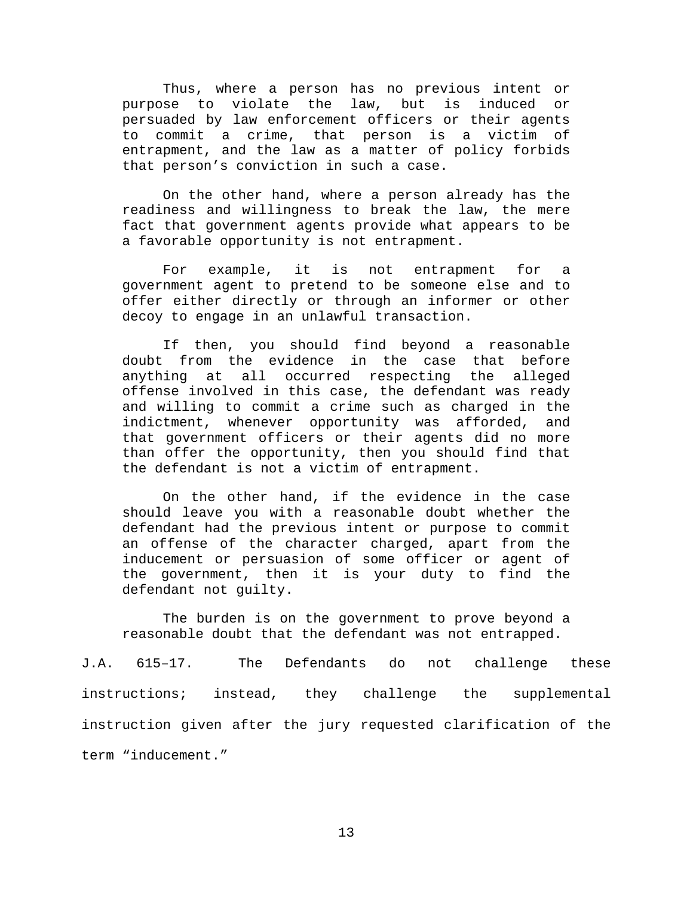> Thus, where a person has no previous intent or purpose to violate the law, but is induced or persuaded by law enforcement officers or their agents to commit a crime, that person is a victim of entrapment, and the law as a matter of policy forbids that person's conviction in such a case.
>
> On the other hand, where a person already has the readiness and willingness to break the law, the mere fact that government agents provide what appears to be a favorable opportunity is not entrapment.
>
> For example, it is not entrapment for a government agent to pretend to be someone else and to offer either directly or through an informer or other decoy to engage in an unlawful transaction.
>
> If then, you should find beyond a reasonable doubt from the evidence in the case that before anything at all occurred respecting the alleged offense involved in this case, the defendant was ready and willing to commit a crime such as charged in the indictment, whenever opportunity was afforded, and that government officers or their agents did no more than offer the opportunity, then you should find that the defendant is not a victim of entrapment.
>
> On the other hand, if the evidence in the case should leave you with a reasonable doubt whether the defendant had the previous intent or purpose to commit an offense of the character charged, apart from the inducement or persuasion of some officer or agent of the government, then it is your duty to find the defendant not guilty.
>
> The burden is on the government to prove beyond a reasonable doubt that the defendant was not entrapped.

J.A. 615–17. The Defendants do not challenge these instructions; instead, they challenge the supplemental instruction given after the jury requested clarification of the term "inducement."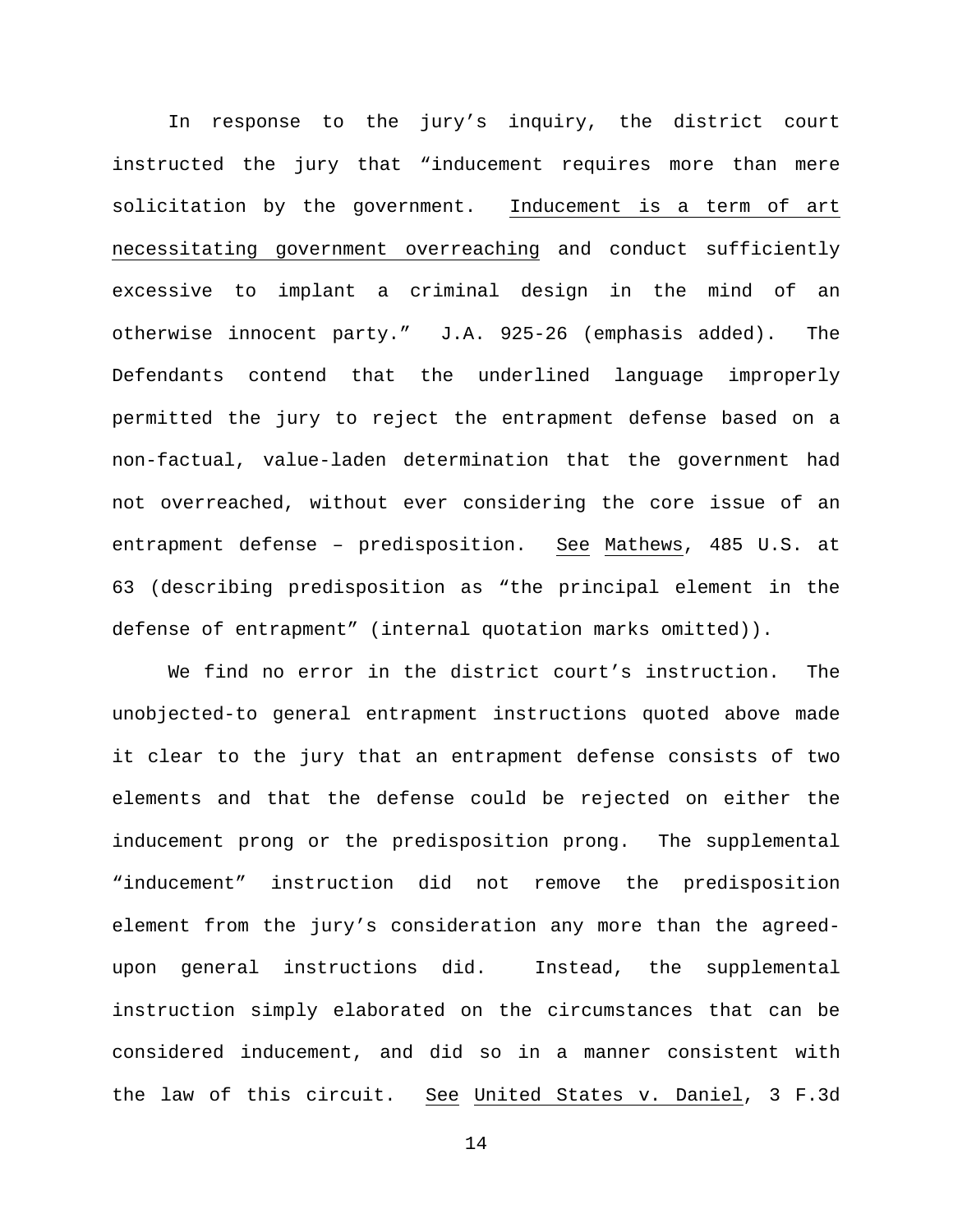In response to the jury's inquiry, the district court instructed the jury that "inducement requires more than mere solicitation by the government. Inducement is a term of art necessitating government overreaching and conduct sufficiently excessive to implant a criminal design in the mind of an otherwise innocent party." J.A. 925-26 (emphasis added). The Defendants contend that the underlined language improperly permitted the jury to reject the entrapment defense based on a non-factual, value-laden determination that the government had not overreached, without ever considering the core issue of an entrapment defense – predisposition. See Mathews, 485 U.S. at 63 (describing predisposition as "the principal element in the defense of entrapment" (internal quotation marks omitted)).

We find no error in the district court's instruction. The unobjected-to general entrapment instructions quoted above made it clear to the jury that an entrapment defense consists of two elements and that the defense could be rejected on either the inducement prong or the predisposition prong. The supplemental "inducement" instruction did not remove the predisposition element from the jury's consideration any more than the agreed-upon general instructions did. Instead, the supplemental instruction simply elaborated on the circumstances that can be considered inducement, and did so in a manner consistent with the law of this circuit. See United States v. Daniel, 3 F.3d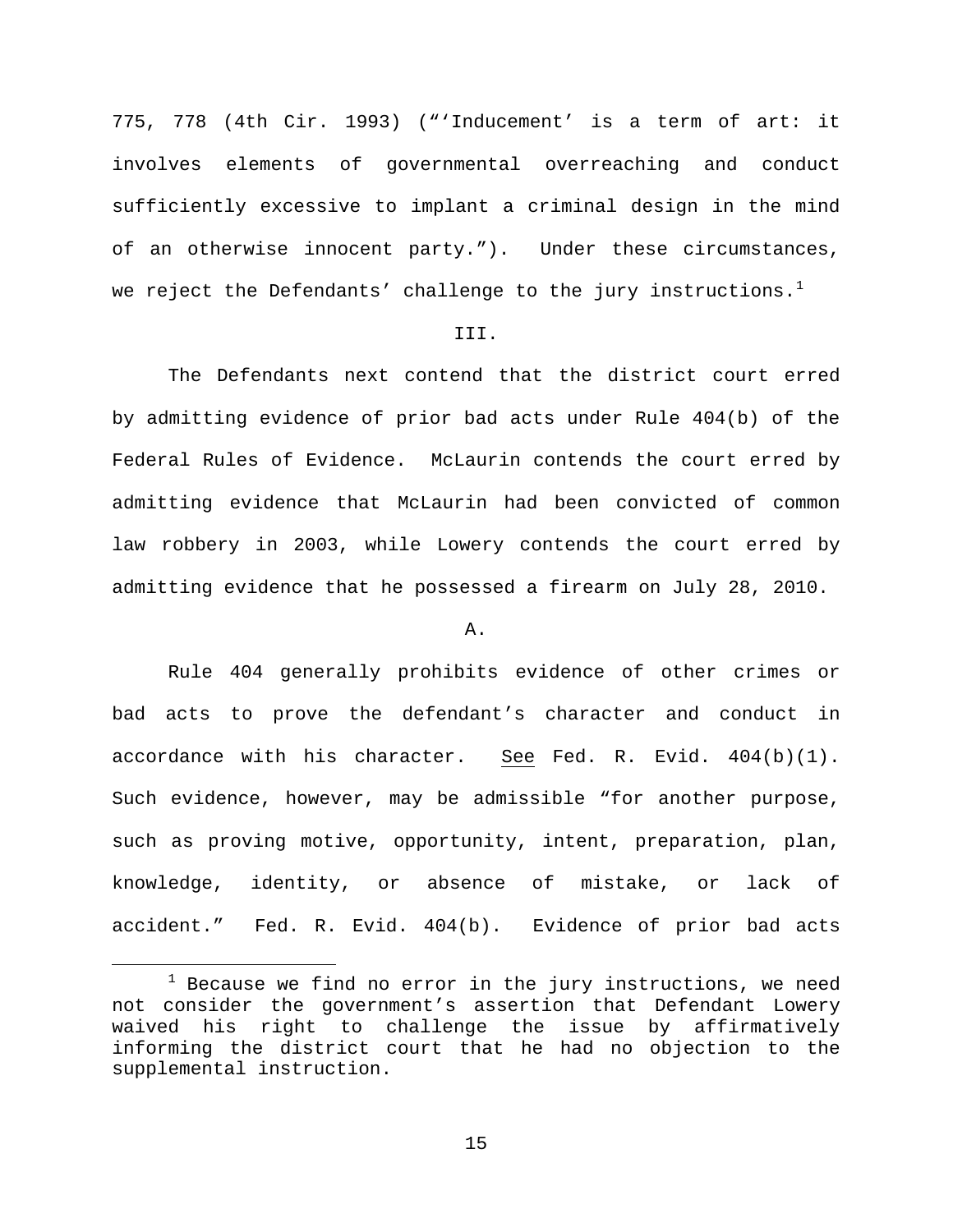775, 778 (4th Cir. 1993) ("'Inducement' is a term of art: it involves elements of governmental overreaching and conduct sufficiently excessive to implant a criminal design in the mind of an otherwise innocent party."). Under these circumstances, we reject the Defendants' challenge to the jury instructions.[1]

## III.

The Defendants next contend that the district court erred by admitting evidence of prior bad acts under Rule 404(b) of the Federal Rules of Evidence. McLaurin contends the court erred by admitting evidence that McLaurin had been convicted of common law robbery in 2003, while Lowery contends the court erred by admitting evidence that he possessed a firearm on July 28, 2010.

### A.

Rule 404 generally prohibits evidence of other crimes or bad acts to prove the defendant's character and conduct in accordance with his character. See Fed. R. Evid. 404(b)(1). Such evidence, however, may be admissible "for another purpose, such as proving motive, opportunity, intent, preparation, plan, knowledge, identity, or absence of mistake, or lack of accident." Fed. R. Evid. 404(b). Evidence of prior bad acts

---

[1] Because we find no error in the jury instructions, we need not consider the government's assertion that Defendant Lowery waived his right to challenge the issue by affirmatively informing the district court that he had no objection to the supplemental instruction.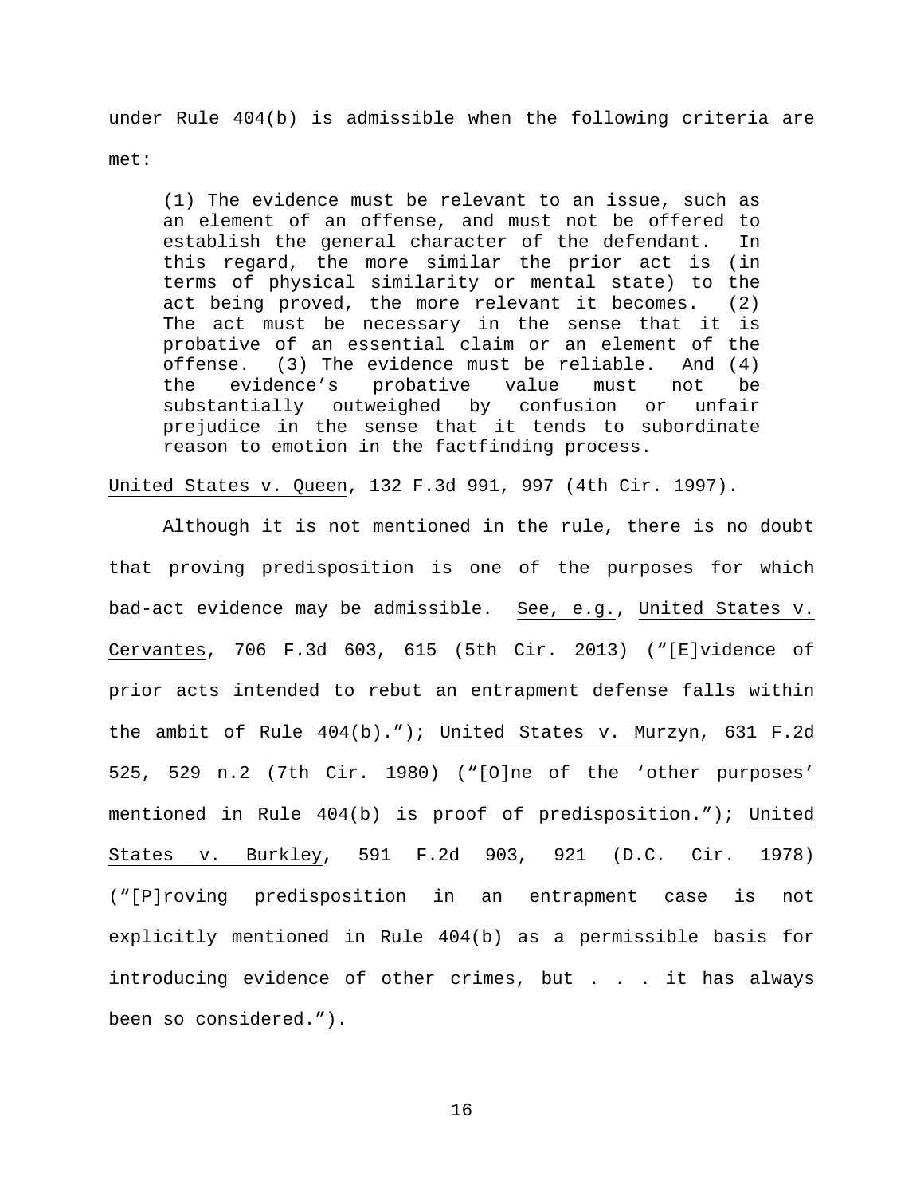under Rule 404(b) is admissible when the following criteria are met:

> (1) The evidence must be relevant to an issue, such as an element of an offense, and must not be offered to establish the general character of the defendant. In this regard, the more similar the prior act is (in terms of physical similarity or mental state) to the act being proved, the more relevant it becomes. (2) The act must be necessary in the sense that it is probative of an essential claim or an element of the offense. (3) The evidence must be reliable. And (4) the evidence's probative value must not be substantially outweighed by confusion or unfair prejudice in the sense that it tends to subordinate reason to emotion in the factfinding process.

United States v. Queen, 132 F.3d 991, 997 (4th Cir. 1997).

Although it is not mentioned in the rule, there is no doubt that proving predisposition is one of the purposes for which bad-act evidence may be admissible. See, e.g., United States v. Cervantes, 706 F.3d 603, 615 (5th Cir. 2013) ("[E]vidence of prior acts intended to rebut an entrapment defense falls within the ambit of Rule 404(b)."); United States v. Murzyn, 631 F.2d 525, 529 n.2 (7th Cir. 1980) ("[O]ne of the 'other purposes' mentioned in Rule 404(b) is proof of predisposition."); United States v. Burkley, 591 F.2d 903, 921 (D.C. Cir. 1978) ("[P]roving predisposition in an entrapment case is not explicitly mentioned in Rule 404(b) as a permissible basis for introducing evidence of other crimes, but . . . it has always been so considered.").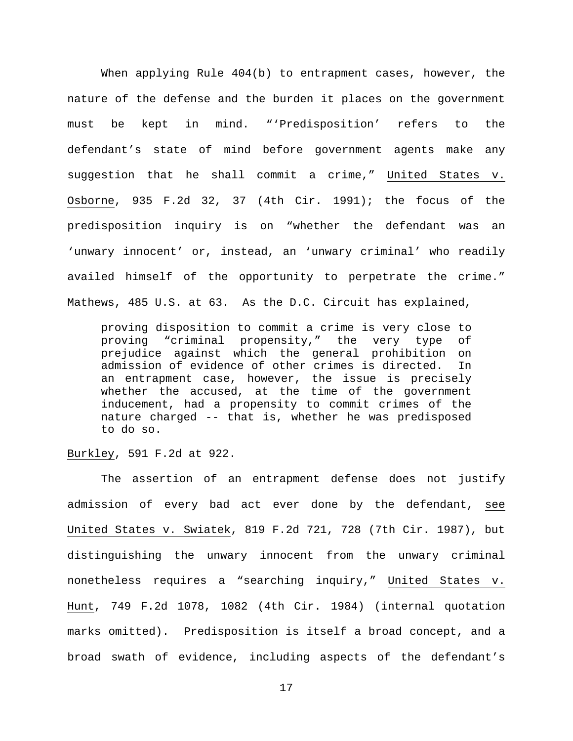When applying Rule 404(b) to entrapment cases, however, the nature of the defense and the burden it places on the government must be kept in mind. "'Predisposition' refers to the defendant's state of mind before government agents make any suggestion that he shall commit a crime," United States v. Osborne, 935 F.2d 32, 37 (4th Cir. 1991); the focus of the predisposition inquiry is on "whether the defendant was an 'unwary innocent' or, instead, an 'unwary criminal' who readily availed himself of the opportunity to perpetrate the crime." Mathews, 485 U.S. at 63. As the D.C. Circuit has explained,

> proving disposition to commit a crime is very close to proving "criminal propensity," the very type of prejudice against which the general prohibition on admission of evidence of other crimes is directed. In an entrapment case, however, the issue is precisely whether the accused, at the time of the government inducement, had a propensity to commit crimes of the nature charged -- that is, whether he was predisposed to do so.

Burkley, 591 F.2d at 922.

The assertion of an entrapment defense does not justify admission of every bad act ever done by the defendant, see United States v. Swiatek, 819 F.2d 721, 728 (7th Cir. 1987), but distinguishing the unwary innocent from the unwary criminal nonetheless requires a "searching inquiry," United States v. Hunt, 749 F.2d 1078, 1082 (4th Cir. 1984) (internal quotation marks omitted). Predisposition is itself a broad concept, and a broad swath of evidence, including aspects of the defendant's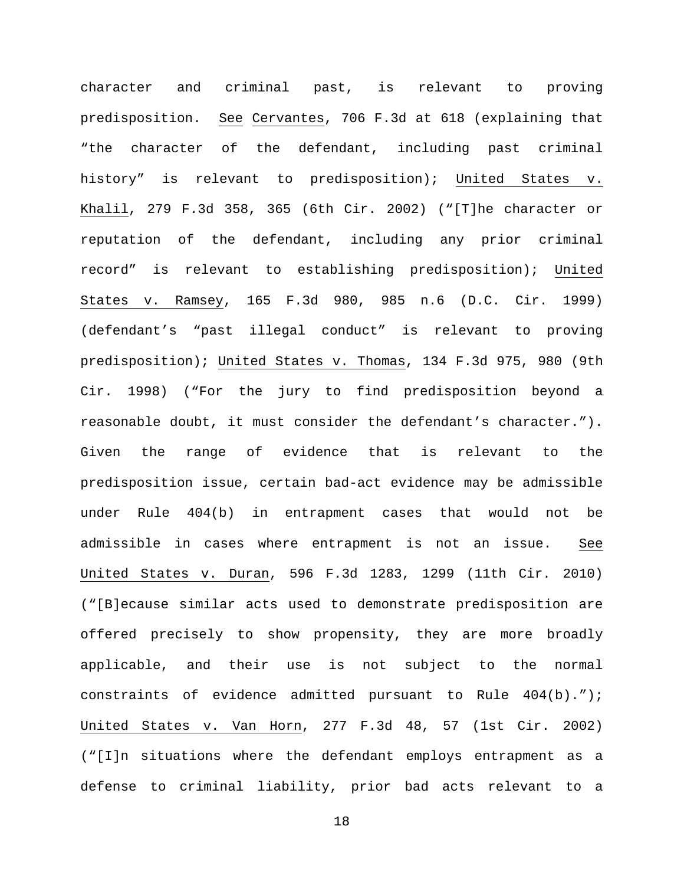character and criminal past, is relevant to proving predisposition. See Cervantes, 706 F.3d at 618 (explaining that "the character of the defendant, including past criminal history" is relevant to predisposition); United States v. Khalil, 279 F.3d 358, 365 (6th Cir. 2002) ("[T]he character or reputation of the defendant, including any prior criminal record" is relevant to establishing predisposition); United States v. Ramsey, 165 F.3d 980, 985 n.6 (D.C. Cir. 1999) (defendant's "past illegal conduct" is relevant to proving predisposition); United States v. Thomas, 134 F.3d 975, 980 (9th Cir. 1998) ("For the jury to find predisposition beyond a reasonable doubt, it must consider the defendant's character."). Given the range of evidence that is relevant to the predisposition issue, certain bad-act evidence may be admissible under Rule 404(b) in entrapment cases that would not be admissible in cases where entrapment is not an issue. See United States v. Duran, 596 F.3d 1283, 1299 (11th Cir. 2010) ("[B]ecause similar acts used to demonstrate predisposition are offered precisely to show propensity, they are more broadly applicable, and their use is not subject to the normal constraints of evidence admitted pursuant to Rule 404(b)."); United States v. Van Horn, 277 F.3d 48, 57 (1st Cir. 2002) ("[I]n situations where the defendant employs entrapment as a defense to criminal liability, prior bad acts relevant to a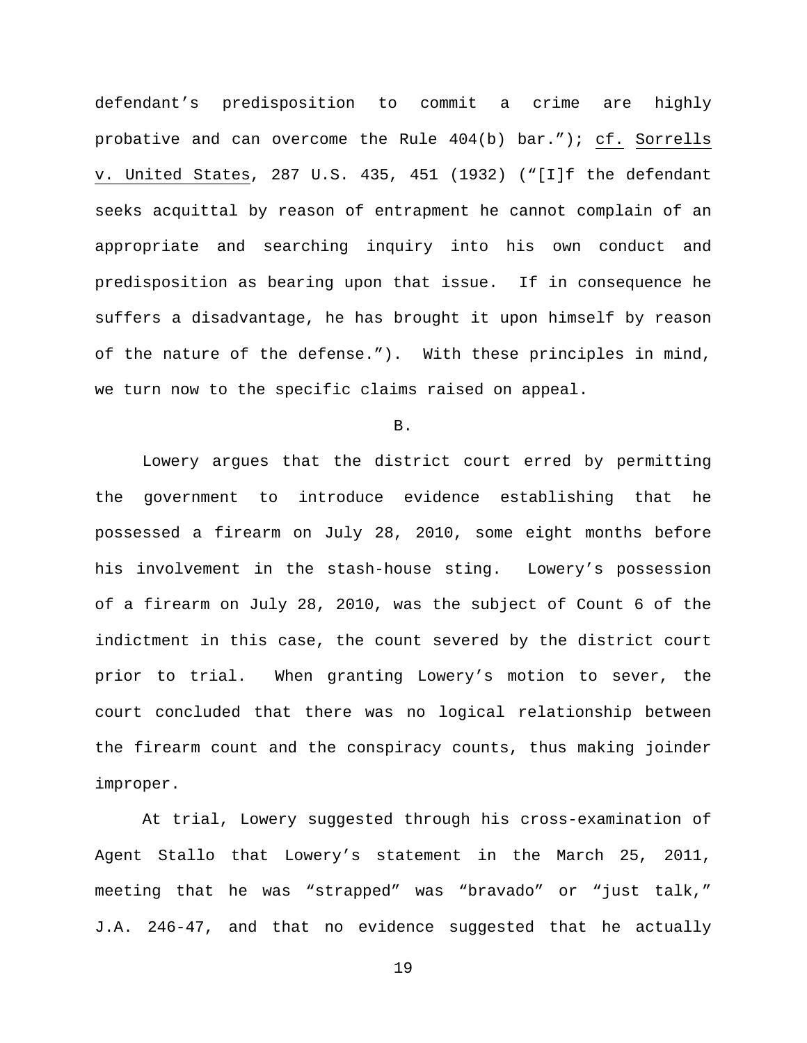defendant's predisposition to commit a crime are highly probative and can overcome the Rule 404(b) bar."); cf. Sorrells v. United States, 287 U.S. 435, 451 (1932) ("[I]f the defendant seeks acquittal by reason of entrapment he cannot complain of an appropriate and searching inquiry into his own conduct and predisposition as bearing upon that issue. If in consequence he suffers a disadvantage, he has brought it upon himself by reason of the nature of the defense."). With these principles in mind, we turn now to the specific claims raised on appeal.

B.

Lowery argues that the district court erred by permitting the government to introduce evidence establishing that he possessed a firearm on July 28, 2010, some eight months before his involvement in the stash-house sting. Lowery's possession of a firearm on July 28, 2010, was the subject of Count 6 of the indictment in this case, the count severed by the district court prior to trial. When granting Lowery's motion to sever, the court concluded that there was no logical relationship between the firearm count and the conspiracy counts, thus making joinder improper.

At trial, Lowery suggested through his cross-examination of Agent Stallo that Lowery's statement in the March 25, 2011, meeting that he was "strapped" was "bravado" or "just talk," J.A. 246-47, and that no evidence suggested that he actually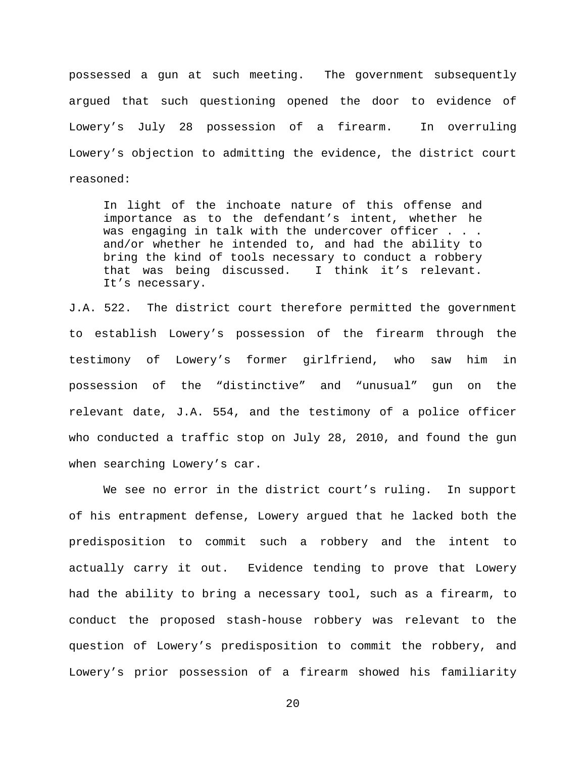possessed a gun at such meeting. The government subsequently argued that such questioning opened the door to evidence of Lowery's July 28 possession of a firearm. In overruling Lowery's objection to admitting the evidence, the district court reasoned:

> In light of the inchoate nature of this offense and importance as to the defendant's intent, whether he was engaging in talk with the undercover officer . . . and/or whether he intended to, and had the ability to bring the kind of tools necessary to conduct a robbery that was being discussed. I think it's relevant. It's necessary.

J.A. 522. The district court therefore permitted the government to establish Lowery's possession of the firearm through the testimony of Lowery's former girlfriend, who saw him in possession of the "distinctive" and "unusual" gun on the relevant date, J.A. 554, and the testimony of a police officer who conducted a traffic stop on July 28, 2010, and found the gun when searching Lowery's car.

We see no error in the district court's ruling. In support of his entrapment defense, Lowery argued that he lacked both the predisposition to commit such a robbery and the intent to actually carry it out. Evidence tending to prove that Lowery had the ability to bring a necessary tool, such as a firearm, to conduct the proposed stash-house robbery was relevant to the question of Lowery's predisposition to commit the robbery, and Lowery's prior possession of a firearm showed his familiarity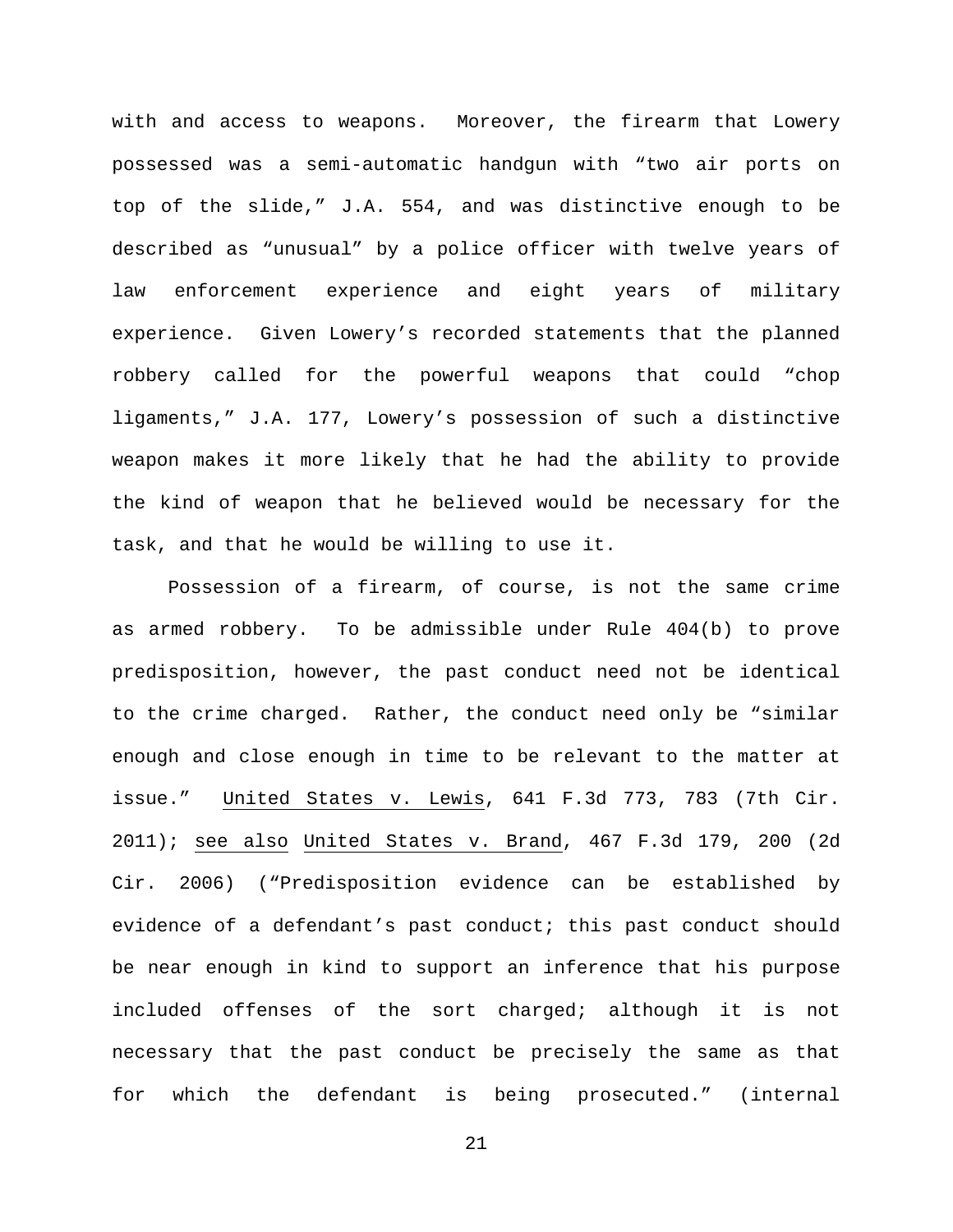with and access to weapons. Moreover, the firearm that Lowery possessed was a semi-automatic handgun with "two air ports on top of the slide," J.A. 554, and was distinctive enough to be described as "unusual" by a police officer with twelve years of law enforcement experience and eight years of military experience. Given Lowery's recorded statements that the planned robbery called for the powerful weapons that could "chop ligaments," J.A. 177, Lowery's possession of such a distinctive weapon makes it more likely that he had the ability to provide the kind of weapon that he believed would be necessary for the task, and that he would be willing to use it.

Possession of a firearm, of course, is not the same crime as armed robbery. To be admissible under Rule 404(b) to prove predisposition, however, the past conduct need not be identical to the crime charged. Rather, the conduct need only be "similar enough and close enough in time to be relevant to the matter at issue." United States v. Lewis, 641 F.3d 773, 783 (7th Cir. 2011); see also United States v. Brand, 467 F.3d 179, 200 (2d Cir. 2006) ("Predisposition evidence can be established by evidence of a defendant's past conduct; this past conduct should be near enough in kind to support an inference that his purpose included offenses of the sort charged; although it is not necessary that the past conduct be precisely the same as that for which the defendant is being prosecuted." (internal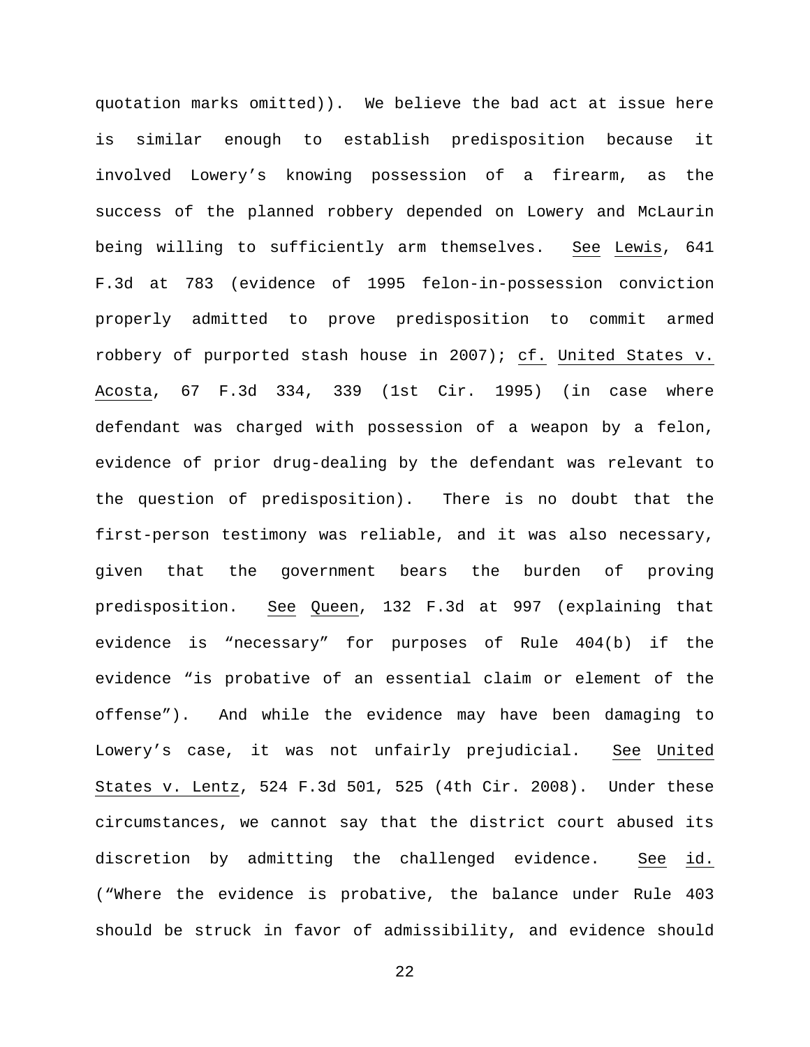quotation marks omitted)). We believe the bad act at issue here is similar enough to establish predisposition because it involved Lowery's knowing possession of a firearm, as the success of the planned robbery depended on Lowery and McLaurin being willing to sufficiently arm themselves. See Lewis, 641 F.3d at 783 (evidence of 1995 felon-in-possession conviction properly admitted to prove predisposition to commit armed robbery of purported stash house in 2007); cf. United States v. Acosta, 67 F.3d 334, 339 (1st Cir. 1995) (in case where defendant was charged with possession of a weapon by a felon, evidence of prior drug-dealing by the defendant was relevant to the question of predisposition). There is no doubt that the first-person testimony was reliable, and it was also necessary, given that the government bears the burden of proving predisposition. See Queen, 132 F.3d at 997 (explaining that evidence is "necessary" for purposes of Rule 404(b) if the evidence "is probative of an essential claim or element of the offense"). And while the evidence may have been damaging to Lowery's case, it was not unfairly prejudicial. See United States v. Lentz, 524 F.3d 501, 525 (4th Cir. 2008). Under these circumstances, we cannot say that the district court abused its discretion by admitting the challenged evidence. See id. ("Where the evidence is probative, the balance under Rule 403 should be struck in favor of admissibility, and evidence should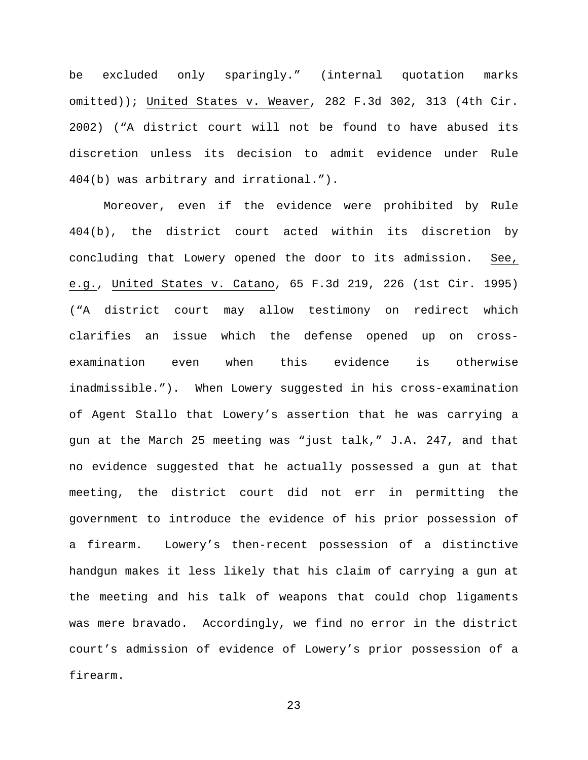be excluded only sparingly." (internal quotation marks omitted)); United States v. Weaver, 282 F.3d 302, 313 (4th Cir. 2002) ("A district court will not be found to have abused its discretion unless its decision to admit evidence under Rule 404(b) was arbitrary and irrational.").

Moreover, even if the evidence were prohibited by Rule 404(b), the district court acted within its discretion by concluding that Lowery opened the door to its admission. See, e.g., United States v. Catano, 65 F.3d 219, 226 (1st Cir. 1995) ("A district court may allow testimony on redirect which clarifies an issue which the defense opened up on cross-examination even when this evidence is otherwise inadmissible."). When Lowery suggested in his cross-examination of Agent Stallo that Lowery's assertion that he was carrying a gun at the March 25 meeting was "just talk," J.A. 247, and that no evidence suggested that he actually possessed a gun at that meeting, the district court did not err in permitting the government to introduce the evidence of his prior possession of a firearm. Lowery's then-recent possession of a distinctive handgun makes it less likely that his claim of carrying a gun at the meeting and his talk of weapons that could chop ligaments was mere bravado. Accordingly, we find no error in the district court's admission of evidence of Lowery's prior possession of a firearm.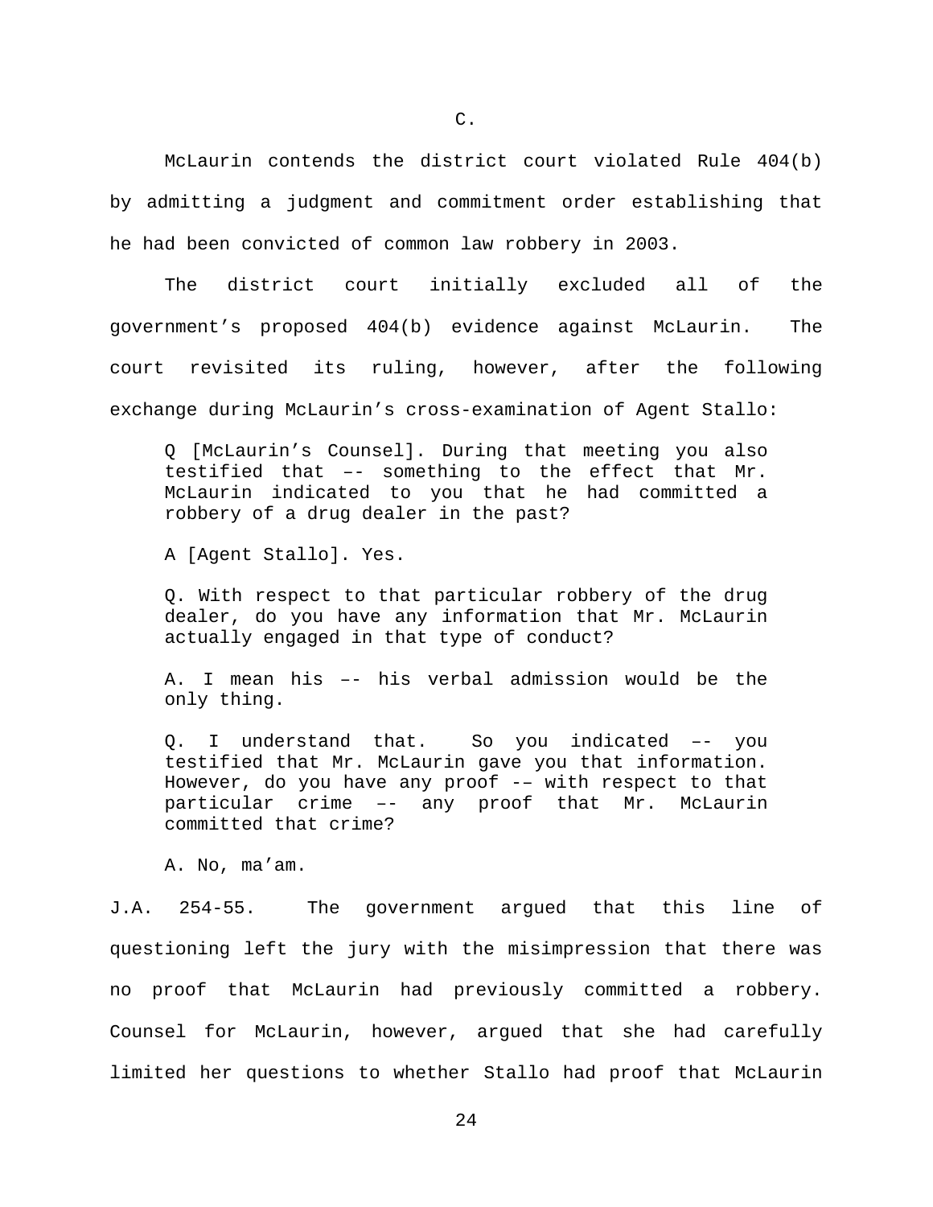C.

McLaurin contends the district court violated Rule 404(b) by admitting a judgment and commitment order establishing that he had been convicted of common law robbery in 2003.

The district court initially excluded all of the government's proposed 404(b) evidence against McLaurin. The court revisited its ruling, however, after the following exchange during McLaurin's cross-examination of Agent Stallo:

> Q [McLaurin's Counsel]. During that meeting you also testified that –- something to the effect that Mr. McLaurin indicated to you that he had committed a robbery of a drug dealer in the past?
>
> A [Agent Stallo]. Yes.
>
> Q. With respect to that particular robbery of the drug dealer, do you have any information that Mr. McLaurin actually engaged in that type of conduct?
>
> A. I mean his –- his verbal admission would be the only thing.
>
> Q. I understand that. So you indicated –- you testified that Mr. McLaurin gave you that information. However, do you have any proof -– with respect to that particular crime –- any proof that Mr. McLaurin committed that crime?
>
> A. No, ma'am.

J.A. 254-55. The government argued that this line of questioning left the jury with the misimpression that there was no proof that McLaurin had previously committed a robbery. Counsel for McLaurin, however, argued that she had carefully limited her questions to whether Stallo had proof that McLaurin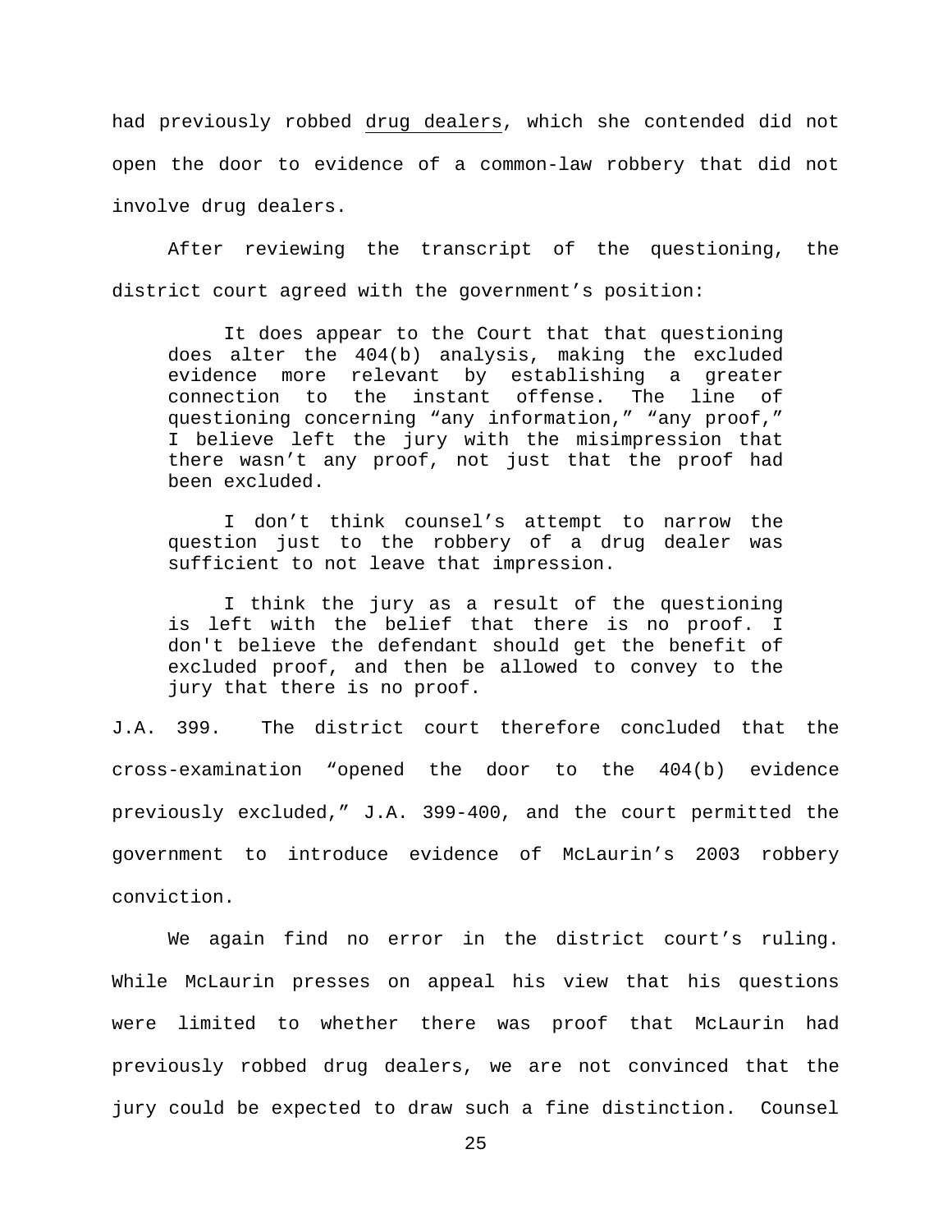had previously robbed <u>drug dealers</u>, which she contended did not open the door to evidence of a common-law robbery that did not involve drug dealers.

After reviewing the transcript of the questioning, the district court agreed with the government's position:

> It does appear to the Court that that questioning does alter the 404(b) analysis, making the excluded evidence more relevant by establishing a greater connection to the instant offense. The line of questioning concerning "any information," "any proof," I believe left the jury with the misimpression that there wasn't any proof, not just that the proof had been excluded.
>
> I don't think counsel's attempt to narrow the question just to the robbery of a drug dealer was sufficient to not leave that impression.
>
> I think the jury as a result of the questioning is left with the belief that there is no proof. I don't believe the defendant should get the benefit of excluded proof, and then be allowed to convey to the jury that there is no proof.

J.A. 399. The district court therefore concluded that the cross-examination "opened the door to the 404(b) evidence previously excluded," J.A. 399-400, and the court permitted the government to introduce evidence of McLaurin's 2003 robbery conviction.

We again find no error in the district court's ruling. While McLaurin presses on appeal his view that his questions were limited to whether there was proof that McLaurin had previously robbed drug dealers, we are not convinced that the jury could be expected to draw such a fine distinction. Counsel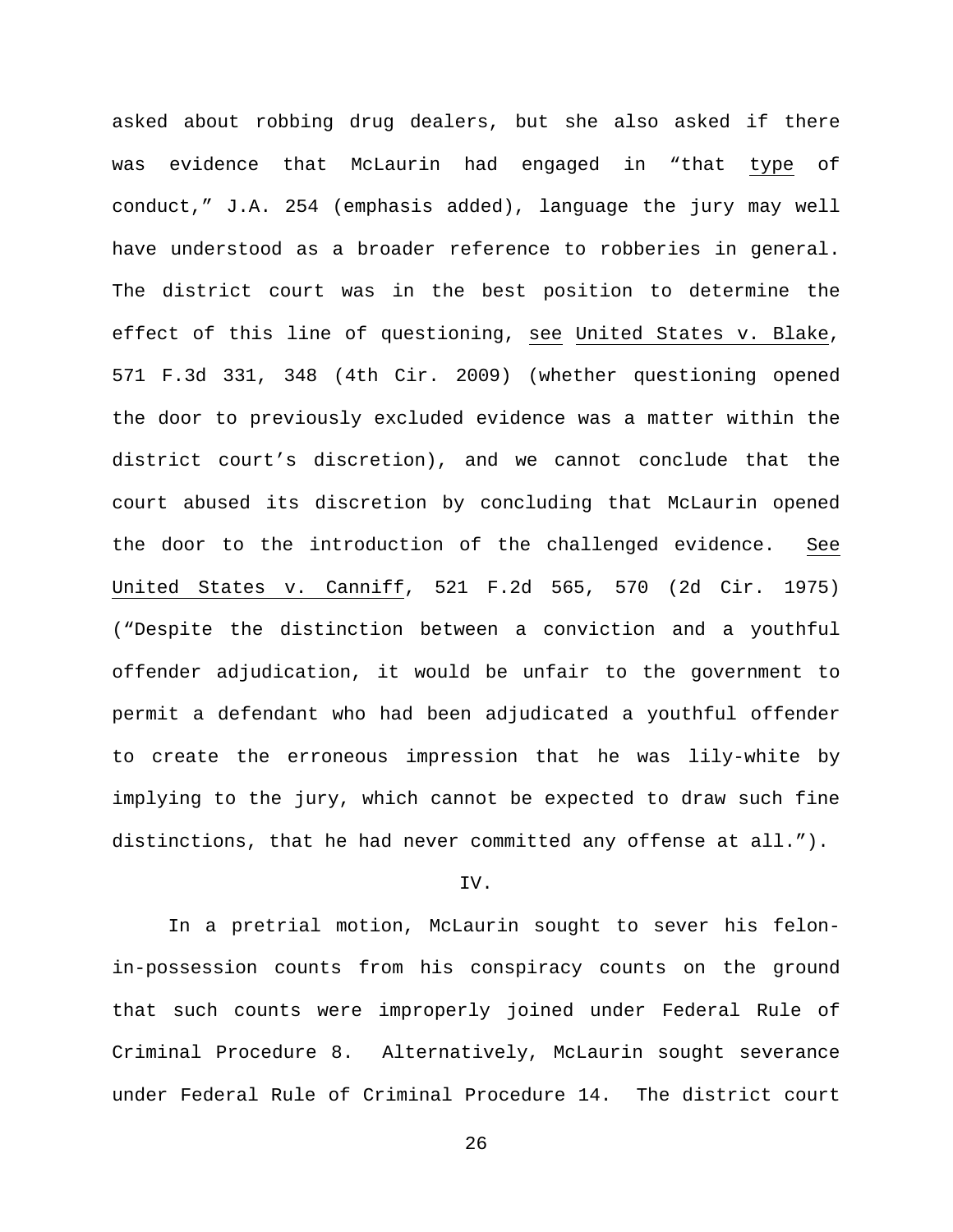asked about robbing drug dealers, but she also asked if there was evidence that McLaurin had engaged in "that _type_ of conduct," J.A. 254 (emphasis added), language the jury may well have understood as a broader reference to robberies in general. The district court was in the best position to determine the effect of this line of questioning, _see_ _United States v. Blake_, 571 F.3d 331, 348 (4th Cir. 2009) (whether questioning opened the door to previously excluded evidence was a matter within the district court's discretion), and we cannot conclude that the court abused its discretion by concluding that McLaurin opened the door to the introduction of the challenged evidence. _See_ _United States v. Canniff_, 521 F.2d 565, 570 (2d Cir. 1975) ("Despite the distinction between a conviction and a youthful offender adjudication, it would be unfair to the government to permit a defendant who had been adjudicated a youthful offender to create the erroneous impression that he was lily-white by implying to the jury, which cannot be expected to draw such fine distinctions, that he had never committed any offense at all.").

## IV.

In a pretrial motion, McLaurin sought to sever his felon-in-possession counts from his conspiracy counts on the ground that such counts were improperly joined under Federal Rule of Criminal Procedure 8. Alternatively, McLaurin sought severance under Federal Rule of Criminal Procedure 14. The district court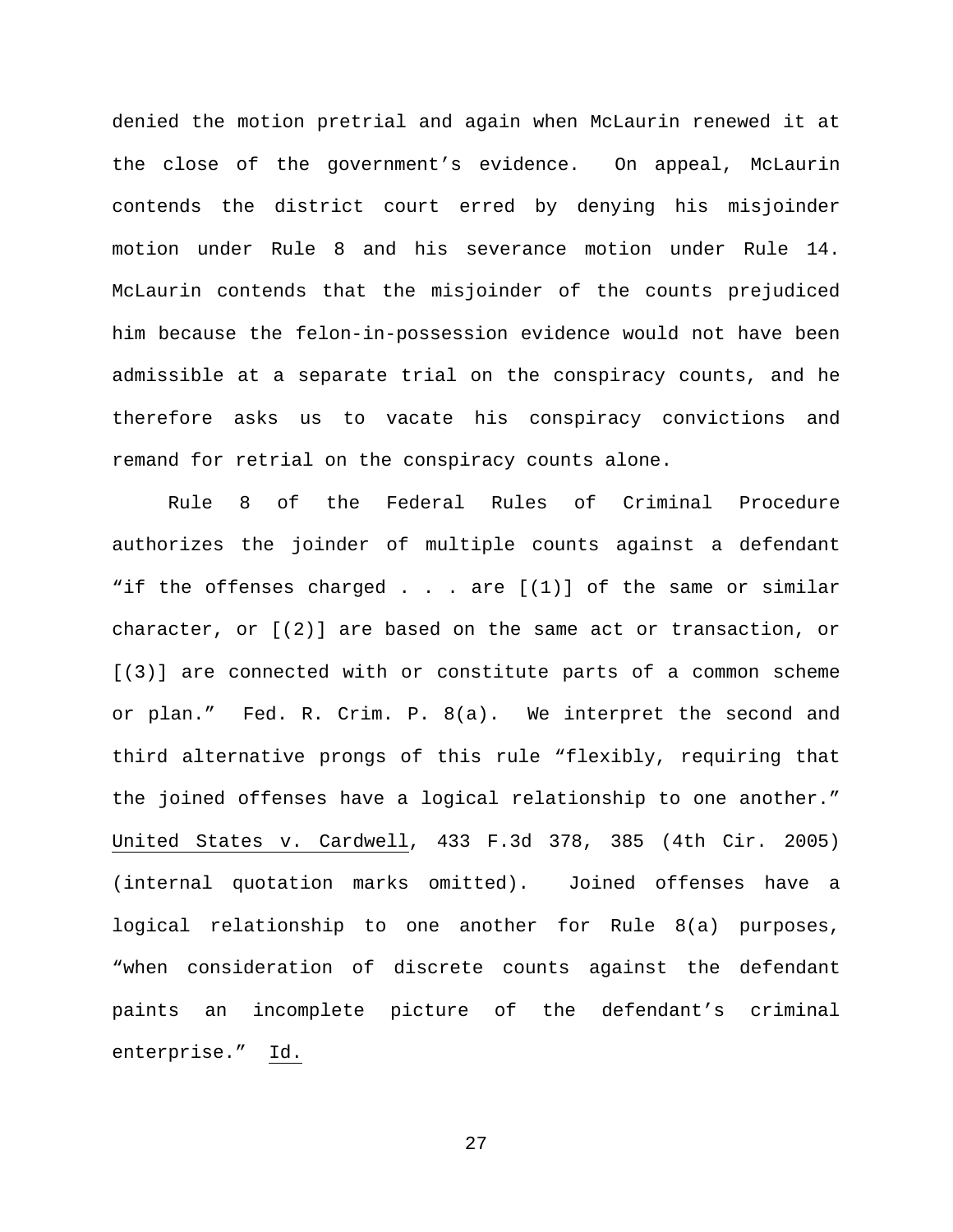denied the motion pretrial and again when McLaurin renewed it at the close of the government's evidence. On appeal, McLaurin contends the district court erred by denying his misjoinder motion under Rule 8 and his severance motion under Rule 14. McLaurin contends that the misjoinder of the counts prejudiced him because the felon-in-possession evidence would not have been admissible at a separate trial on the conspiracy counts, and he therefore asks us to vacate his conspiracy convictions and remand for retrial on the conspiracy counts alone.

Rule 8 of the Federal Rules of Criminal Procedure authorizes the joinder of multiple counts against a defendant "if the offenses charged . . . are [(1)] of the same or similar character, or [(2)] are based on the same act or transaction, or [(3)] are connected with or constitute parts of a common scheme or plan." Fed. R. Crim. P. 8(a). We interpret the second and third alternative prongs of this rule "flexibly, requiring that the joined offenses have a logical relationship to one another." United States v. Cardwell, 433 F.3d 378, 385 (4th Cir. 2005) (internal quotation marks omitted). Joined offenses have a logical relationship to one another for Rule 8(a) purposes, "when consideration of discrete counts against the defendant paints an incomplete picture of the defendant's criminal enterprise." Id.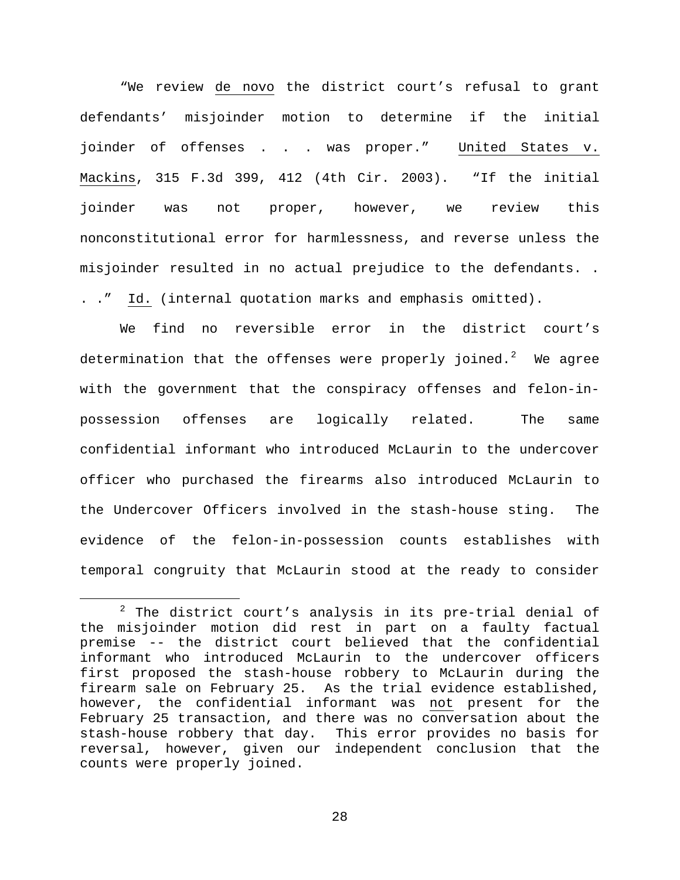"We review de novo the district court's refusal to grant defendants' misjoinder motion to determine if the initial joinder of offenses . . . was proper." United States v. Mackins, 315 F.3d 399, 412 (4th Cir. 2003). "If the initial joinder was not proper, however, we review this nonconstitutional error for harmlessness, and reverse unless the misjoinder resulted in no actual prejudice to the defendants. . . ." Id. (internal quotation marks and emphasis omitted).

We find no reversible error in the district court's determination that the offenses were properly joined.[2] We agree with the government that the conspiracy offenses and felon-in-possession offenses are logically related. The same confidential informant who introduced McLaurin to the undercover officer who purchased the firearms also introduced McLaurin to the Undercover Officers involved in the stash-house sting. The evidence of the felon-in-possession counts establishes with temporal congruity that McLaurin stood at the ready to consider

[2] The district court's analysis in its pre-trial denial of the misjoinder motion did rest in part on a faulty factual premise -- the district court believed that the confidential informant who introduced McLaurin to the undercover officers first proposed the stash-house robbery to McLaurin during the firearm sale on February 25. As the trial evidence established, however, the confidential informant was not present for the February 25 transaction, and there was no conversation about the stash-house robbery that day. This error provides no basis for reversal, however, given our independent conclusion that the counts were properly joined.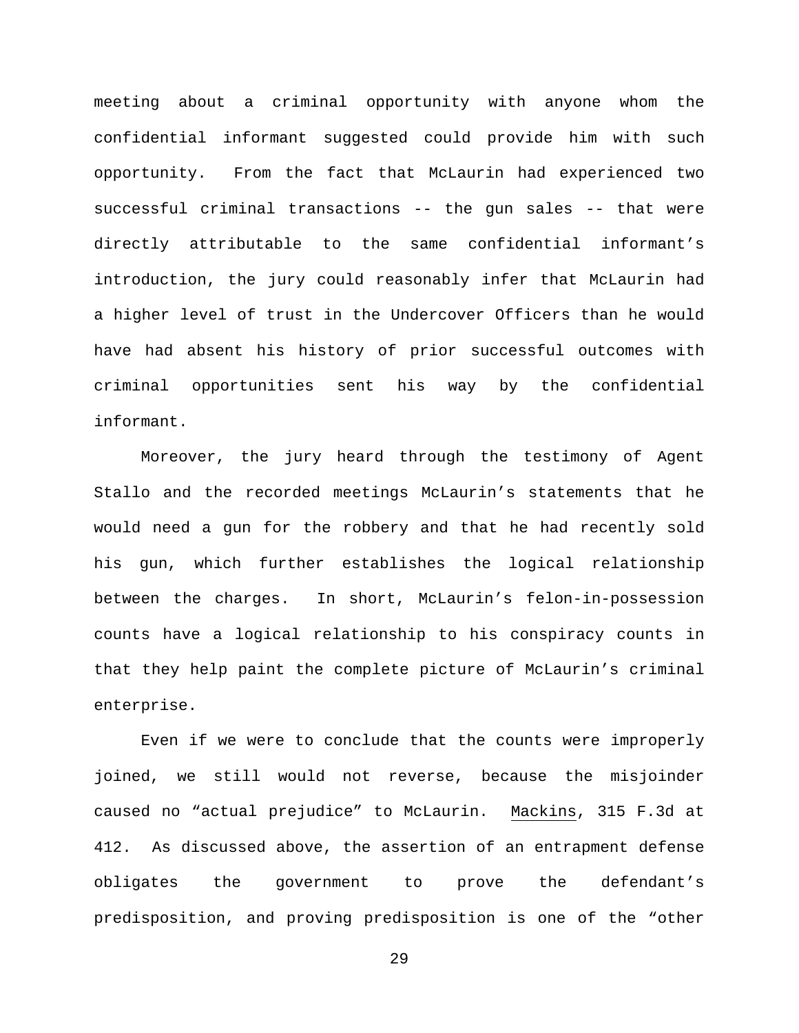meeting about a criminal opportunity with anyone whom the confidential informant suggested could provide him with such opportunity. From the fact that McLaurin had experienced two successful criminal transactions -- the gun sales -- that were directly attributable to the same confidential informant's introduction, the jury could reasonably infer that McLaurin had a higher level of trust in the Undercover Officers than he would have had absent his history of prior successful outcomes with criminal opportunities sent his way by the confidential informant.

Moreover, the jury heard through the testimony of Agent Stallo and the recorded meetings McLaurin's statements that he would need a gun for the robbery and that he had recently sold his gun, which further establishes the logical relationship between the charges. In short, McLaurin's felon-in-possession counts have a logical relationship to his conspiracy counts in that they help paint the complete picture of McLaurin's criminal enterprise.

Even if we were to conclude that the counts were improperly joined, we still would not reverse, because the misjoinder caused no "actual prejudice" to McLaurin. Mackins, 315 F.3d at 412. As discussed above, the assertion of an entrapment defense obligates the government to prove the defendant's predisposition, and proving predisposition is one of the "other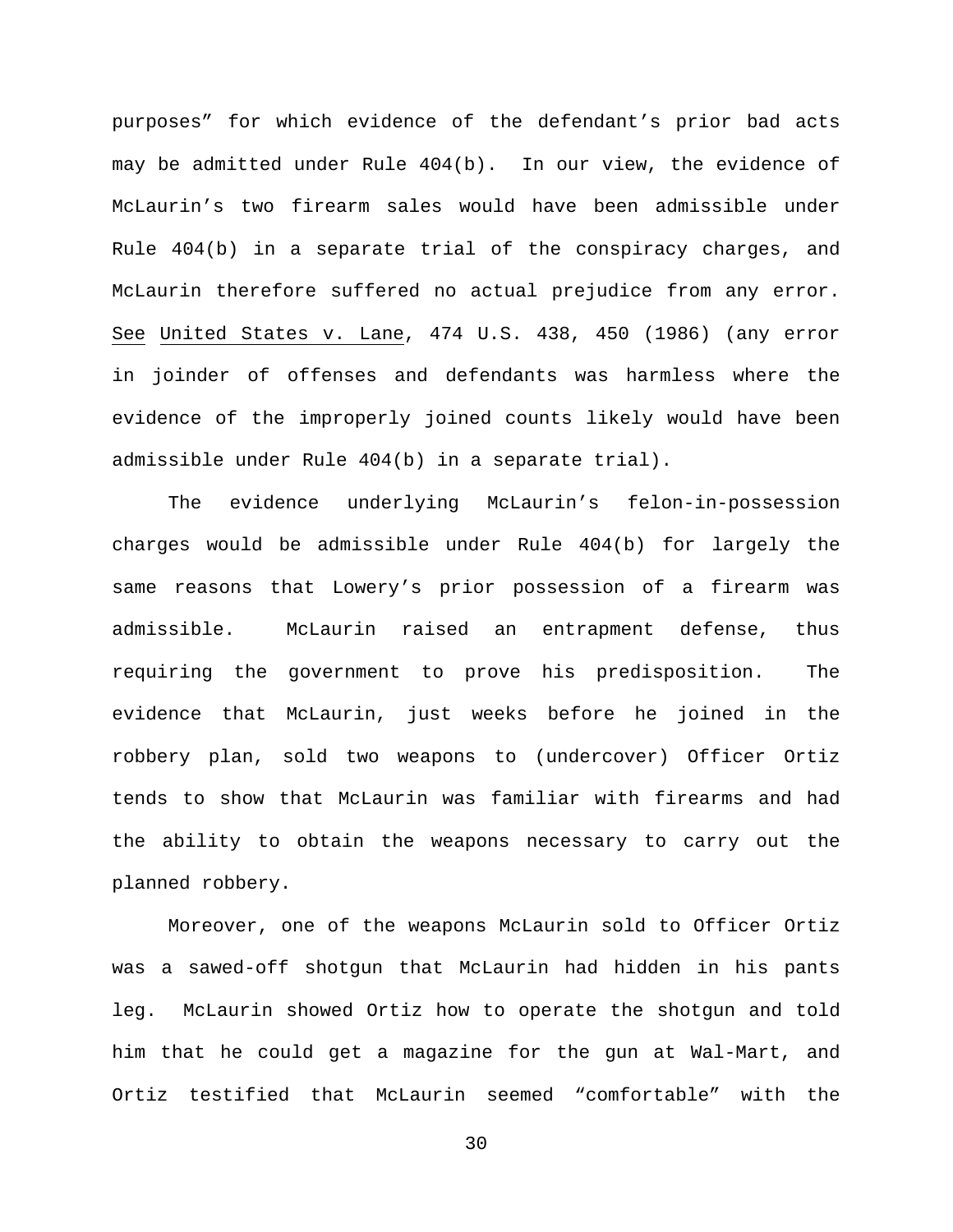purposes" for which evidence of the defendant's prior bad acts may be admitted under Rule 404(b). In our view, the evidence of McLaurin's two firearm sales would have been admissible under Rule 404(b) in a separate trial of the conspiracy charges, and McLaurin therefore suffered no actual prejudice from any error. See United States v. Lane, 474 U.S. 438, 450 (1986) (any error in joinder of offenses and defendants was harmless where the evidence of the improperly joined counts likely would have been admissible under Rule 404(b) in a separate trial).

The evidence underlying McLaurin's felon-in-possession charges would be admissible under Rule 404(b) for largely the same reasons that Lowery's prior possession of a firearm was admissible. McLaurin raised an entrapment defense, thus requiring the government to prove his predisposition. The evidence that McLaurin, just weeks before he joined in the robbery plan, sold two weapons to (undercover) Officer Ortiz tends to show that McLaurin was familiar with firearms and had the ability to obtain the weapons necessary to carry out the planned robbery.

Moreover, one of the weapons McLaurin sold to Officer Ortiz was a sawed-off shotgun that McLaurin had hidden in his pants leg. McLaurin showed Ortiz how to operate the shotgun and told him that he could get a magazine for the gun at Wal-Mart, and Ortiz testified that McLaurin seemed "comfortable" with the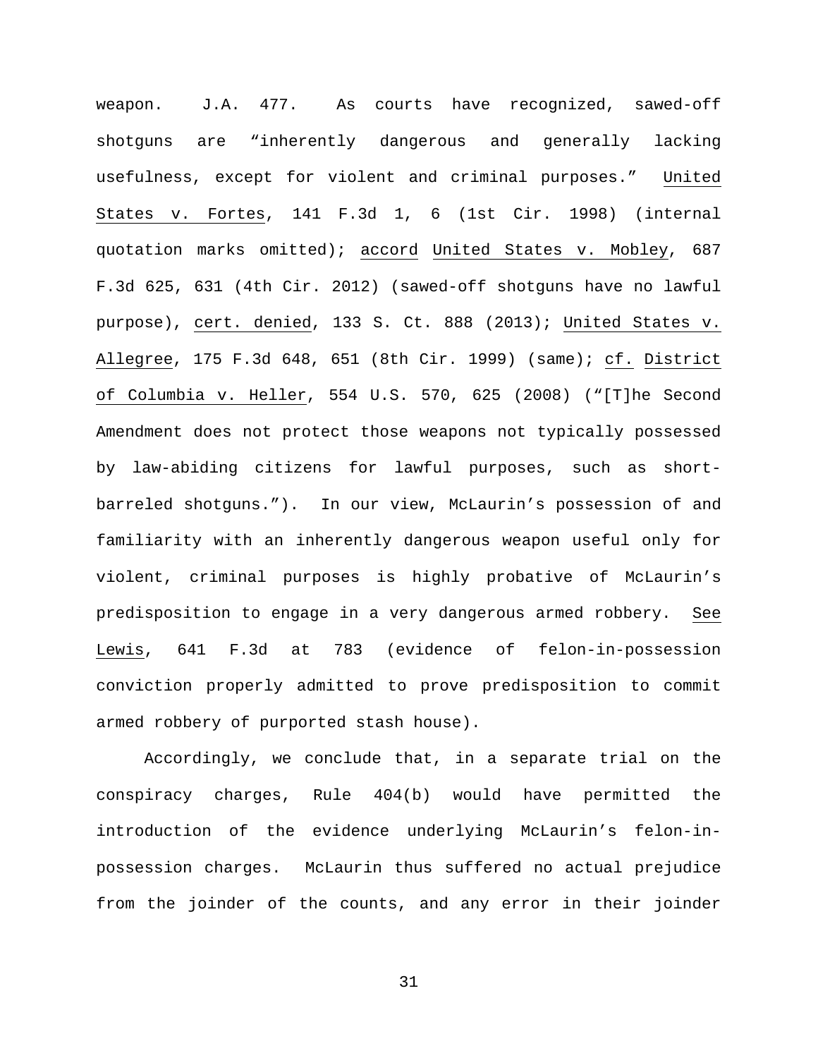weapon. J.A. 477. As courts have recognized, sawed-off shotguns are "inherently dangerous and generally lacking usefulness, except for violent and criminal purposes." United States v. Fortes, 141 F.3d 1, 6 (1st Cir. 1998) (internal quotation marks omitted); accord United States v. Mobley, 687 F.3d 625, 631 (4th Cir. 2012) (sawed-off shotguns have no lawful purpose), cert. denied, 133 S. Ct. 888 (2013); United States v. Allegree, 175 F.3d 648, 651 (8th Cir. 1999) (same); cf. District of Columbia v. Heller, 554 U.S. 570, 625 (2008) ("[T]he Second Amendment does not protect those weapons not typically possessed by law-abiding citizens for lawful purposes, such as short-barreled shotguns."). In our view, McLaurin's possession of and familiarity with an inherently dangerous weapon useful only for violent, criminal purposes is highly probative of McLaurin's predisposition to engage in a very dangerous armed robbery. See Lewis, 641 F.3d at 783 (evidence of felon-in-possession conviction properly admitted to prove predisposition to commit armed robbery of purported stash house).

Accordingly, we conclude that, in a separate trial on the conspiracy charges, Rule 404(b) would have permitted the introduction of the evidence underlying McLaurin's felon-in-possession charges. McLaurin thus suffered no actual prejudice from the joinder of the counts, and any error in their joinder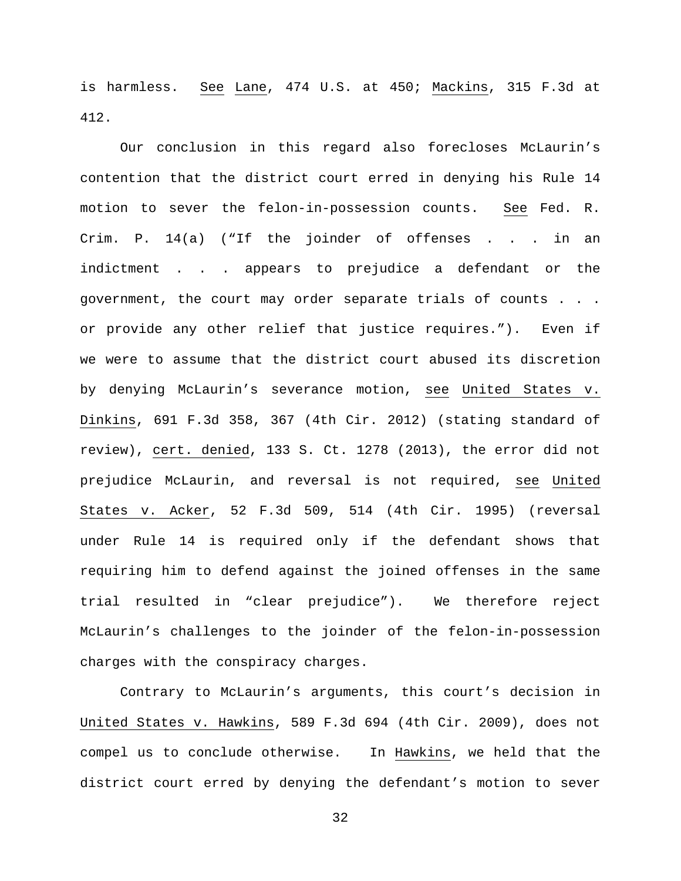is harmless. See Lane, 474 U.S. at 450; Mackins, 315 F.3d at 412.

Our conclusion in this regard also forecloses McLaurin's contention that the district court erred in denying his Rule 14 motion to sever the felon-in-possession counts. See Fed. R. Crim. P. 14(a) ("If the joinder of offenses . . . in an indictment . . . appears to prejudice a defendant or the government, the court may order separate trials of counts . . . or provide any other relief that justice requires."). Even if we were to assume that the district court abused its discretion by denying McLaurin's severance motion, see United States v. Dinkins, 691 F.3d 358, 367 (4th Cir. 2012) (stating standard of review), cert. denied, 133 S. Ct. 1278 (2013), the error did not prejudice McLaurin, and reversal is not required, see United States v. Acker, 52 F.3d 509, 514 (4th Cir. 1995) (reversal under Rule 14 is required only if the defendant shows that requiring him to defend against the joined offenses in the same trial resulted in "clear prejudice"). We therefore reject McLaurin's challenges to the joinder of the felon-in-possession charges with the conspiracy charges.

Contrary to McLaurin's arguments, this court's decision in United States v. Hawkins, 589 F.3d 694 (4th Cir. 2009), does not compel us to conclude otherwise. In Hawkins, we held that the district court erred by denying the defendant's motion to sever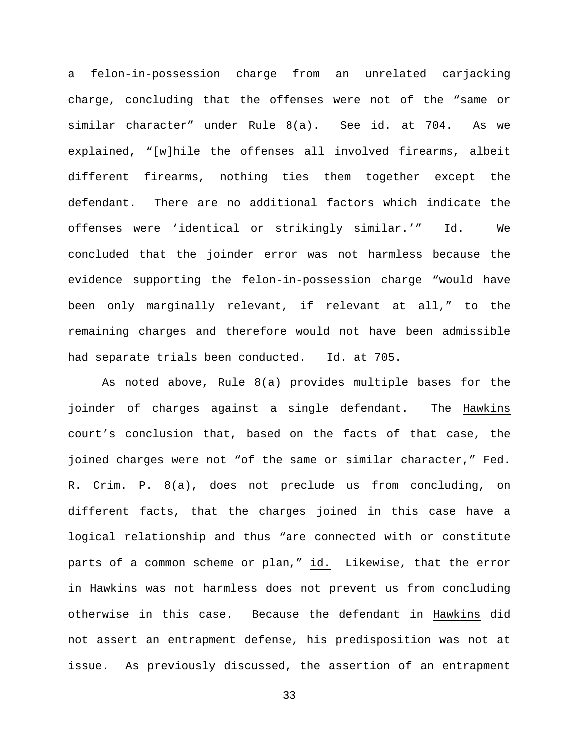a felon-in-possession charge from an unrelated carjacking charge, concluding that the offenses were not of the "same or similar character" under Rule 8(a). See id. at 704. As we explained, "[w]hile the offenses all involved firearms, albeit different firearms, nothing ties them together except the defendant. There are no additional factors which indicate the offenses were 'identical or strikingly similar.'" Id. We concluded that the joinder error was not harmless because the evidence supporting the felon-in-possession charge "would have been only marginally relevant, if relevant at all," to the remaining charges and therefore would not have been admissible had separate trials been conducted. Id. at 705.

As noted above, Rule 8(a) provides multiple bases for the joinder of charges against a single defendant. The Hawkins court's conclusion that, based on the facts of that case, the joined charges were not "of the same or similar character," Fed. R. Crim. P. 8(a), does not preclude us from concluding, on different facts, that the charges joined in this case have a logical relationship and thus "are connected with or constitute parts of a common scheme or plan," id. Likewise, that the error in Hawkins was not harmless does not prevent us from concluding otherwise in this case. Because the defendant in Hawkins did not assert an entrapment defense, his predisposition was not at issue. As previously discussed, the assertion of an entrapment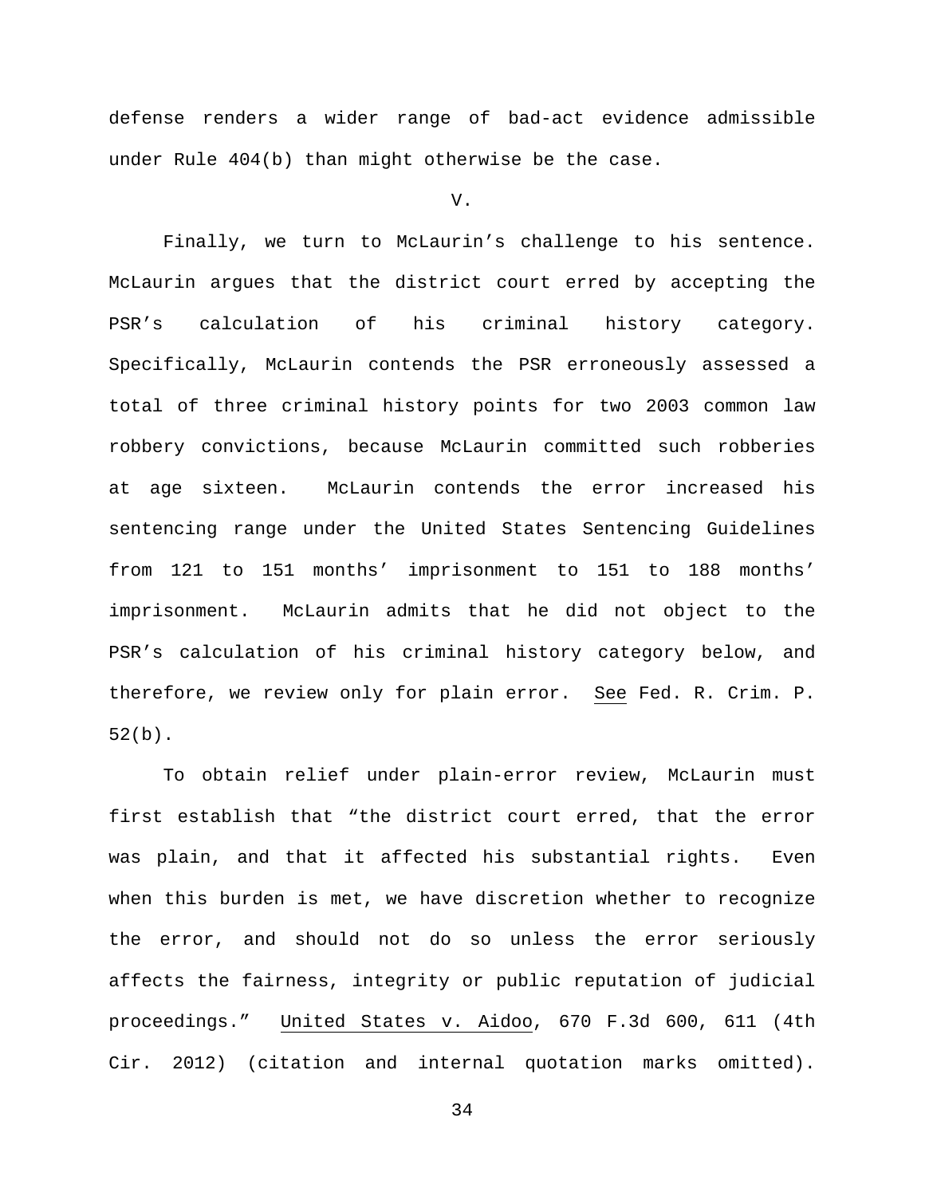defense renders a wider range of bad-act evidence admissible under Rule 404(b) than might otherwise be the case.

V.

Finally, we turn to McLaurin's challenge to his sentence. McLaurin argues that the district court erred by accepting the PSR's calculation of his criminal history category. Specifically, McLaurin contends the PSR erroneously assessed a total of three criminal history points for two 2003 common law robbery convictions, because McLaurin committed such robberies at age sixteen. McLaurin contends the error increased his sentencing range under the United States Sentencing Guidelines from 121 to 151 months' imprisonment to 151 to 188 months' imprisonment. McLaurin admits that he did not object to the PSR's calculation of his criminal history category below, and therefore, we review only for plain error. See Fed. R. Crim. P. 52(b).

To obtain relief under plain-error review, McLaurin must first establish that "the district court erred, that the error was plain, and that it affected his substantial rights. Even when this burden is met, we have discretion whether to recognize the error, and should not do so unless the error seriously affects the fairness, integrity or public reputation of judicial proceedings." United States v. Aidoo, 670 F.3d 600, 611 (4th Cir. 2012) (citation and internal quotation marks omitted).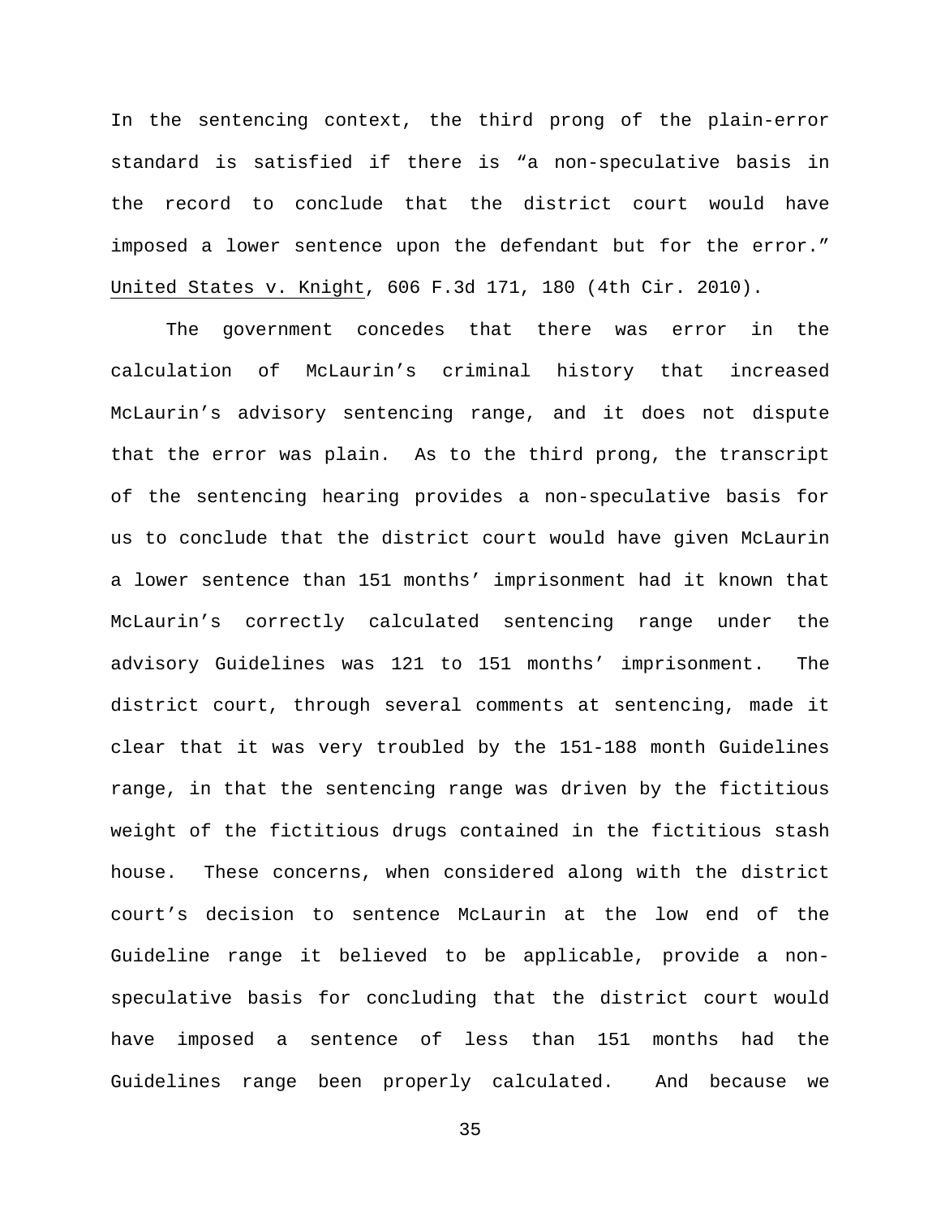In the sentencing context, the third prong of the plain-error standard is satisfied if there is "a non-speculative basis in the record to conclude that the district court would have imposed a lower sentence upon the defendant but for the error." United States v. Knight, 606 F.3d 171, 180 (4th Cir. 2010).

The government concedes that there was error in the calculation of McLaurin's criminal history that increased McLaurin's advisory sentencing range, and it does not dispute that the error was plain. As to the third prong, the transcript of the sentencing hearing provides a non-speculative basis for us to conclude that the district court would have given McLaurin a lower sentence than 151 months' imprisonment had it known that McLaurin's correctly calculated sentencing range under the advisory Guidelines was 121 to 151 months' imprisonment. The district court, through several comments at sentencing, made it clear that it was very troubled by the 151-188 month Guidelines range, in that the sentencing range was driven by the fictitious weight of the fictitious drugs contained in the fictitious stash house. These concerns, when considered along with the district court's decision to sentence McLaurin at the low end of the Guideline range it believed to be applicable, provide a non-speculative basis for concluding that the district court would have imposed a sentence of less than 151 months had the Guidelines range been properly calculated. And because we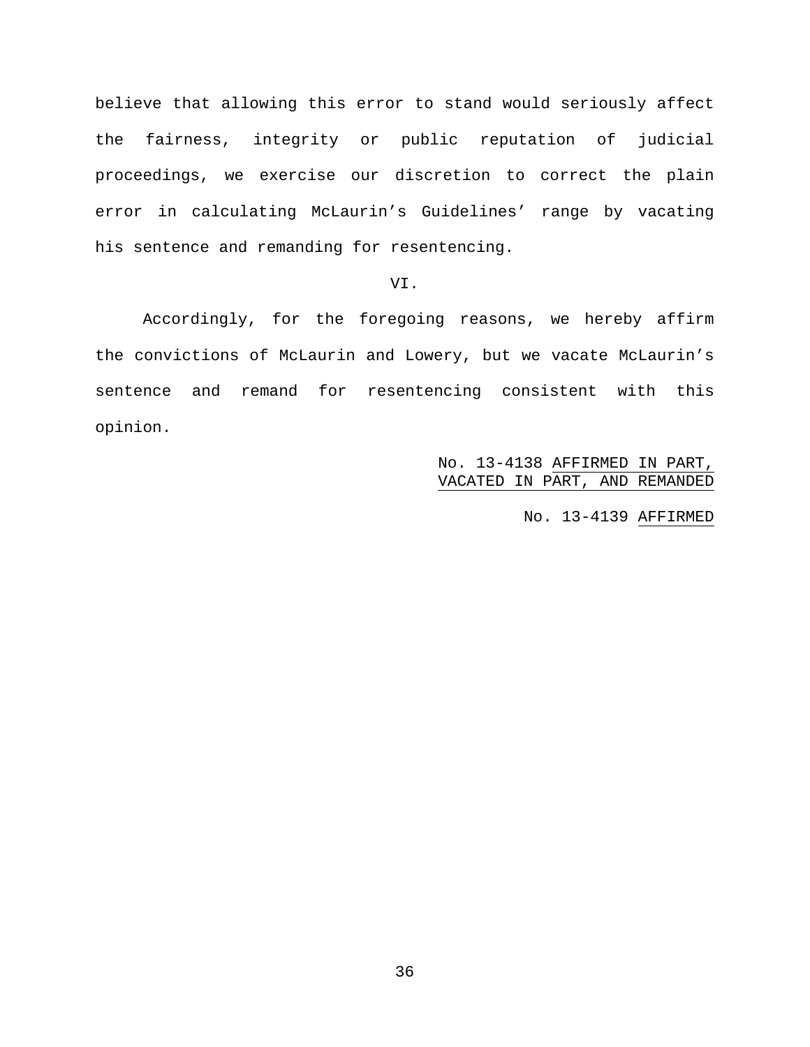believe that allowing this error to stand would seriously affect the fairness, integrity or public reputation of judicial proceedings, we exercise our discretion to correct the plain error in calculating McLaurin's Guidelines' range by vacating his sentence and remanding for resentencing.

VI.

Accordingly, for the foregoing reasons, we hereby affirm the convictions of McLaurin and Lowery, but we vacate McLaurin's sentence and remand for resentencing consistent with this opinion.

No. 13-4138 AFFIRMED IN PART, VACATED IN PART, AND REMANDED

No. 13-4139 AFFIRMED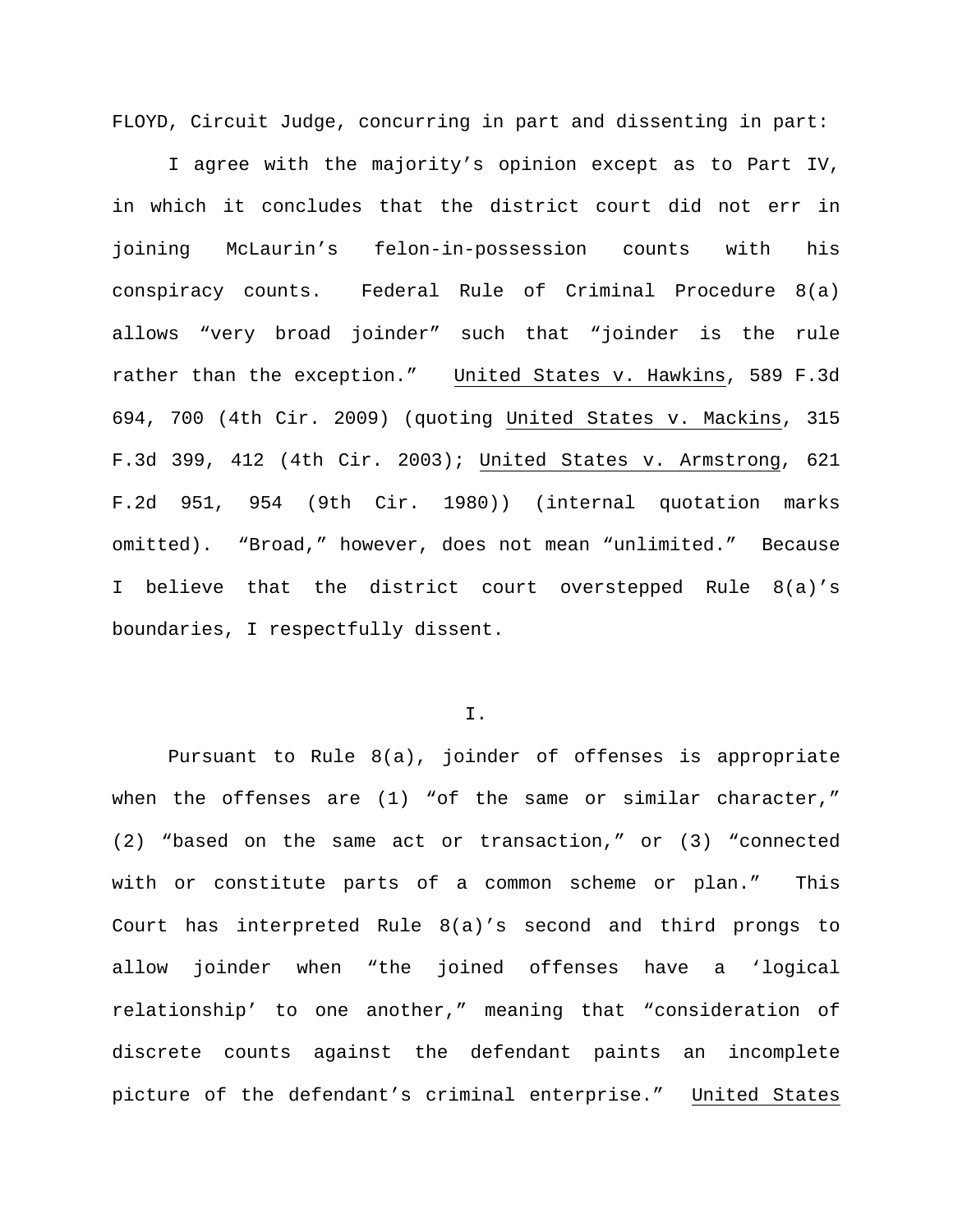FLOYD, Circuit Judge, concurring in part and dissenting in part:

I agree with the majority's opinion except as to Part IV, in which it concludes that the district court did not err in joining McLaurin's felon-in-possession counts with his conspiracy counts. Federal Rule of Criminal Procedure 8(a) allows "very broad joinder" such that "joinder is the rule rather than the exception." United States v. Hawkins, 589 F.3d 694, 700 (4th Cir. 2009) (quoting United States v. Mackins, 315 F.3d 399, 412 (4th Cir. 2003); United States v. Armstrong, 621 F.2d 951, 954 (9th Cir. 1980)) (internal quotation marks omitted). "Broad," however, does not mean "unlimited." Because I believe that the district court overstepped Rule 8(a)'s boundaries, I respectfully dissent.

I.

Pursuant to Rule 8(a), joinder of offenses is appropriate when the offenses are (1) "of the same or similar character," (2) "based on the same act or transaction," or (3) "connected with or constitute parts of a common scheme or plan." This Court has interpreted Rule 8(a)'s second and third prongs to allow joinder when "the joined offenses have a 'logical relationship' to one another," meaning that "consideration of discrete counts against the defendant paints an incomplete picture of the defendant's criminal enterprise." United States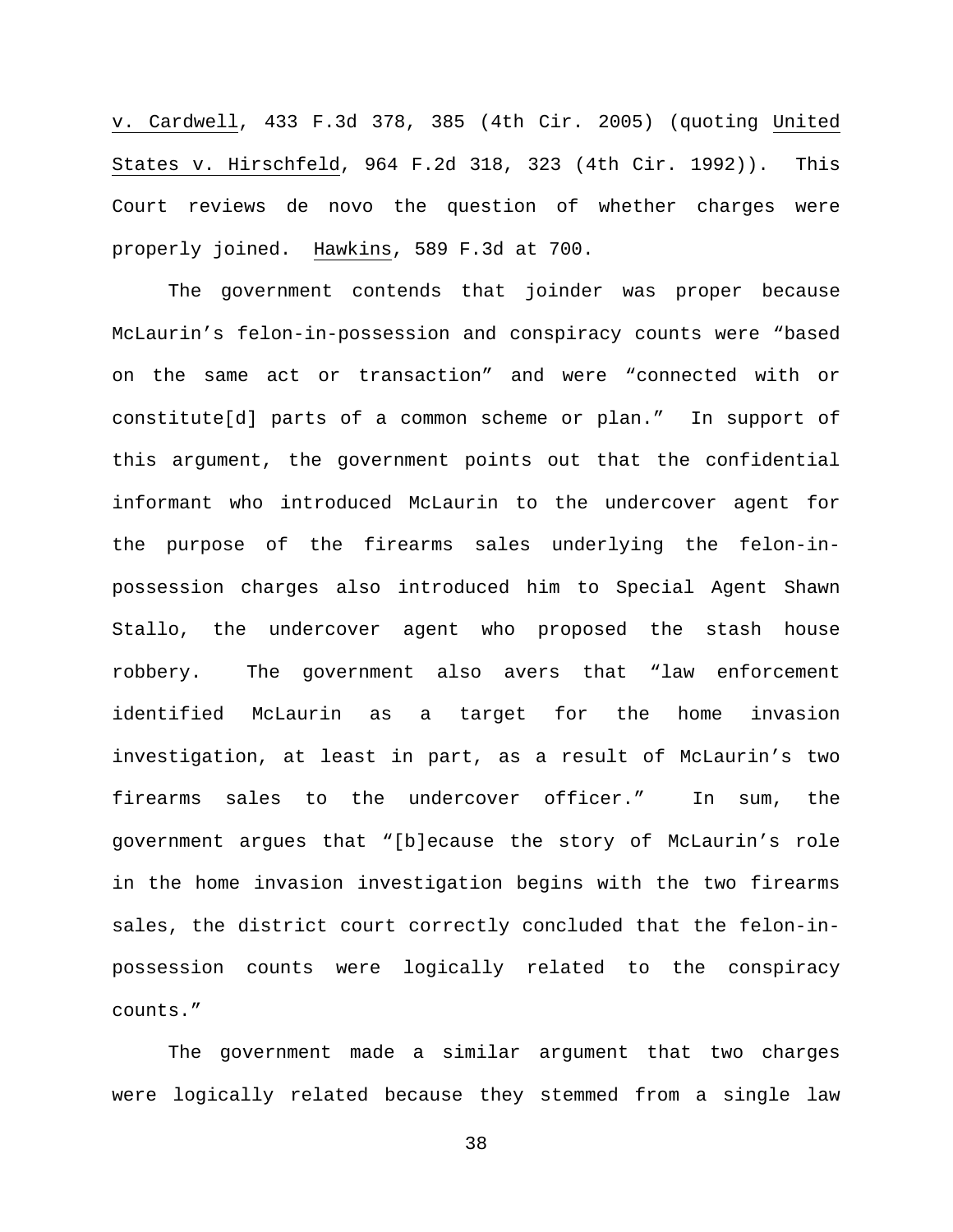v. Cardwell, 433 F.3d 378, 385 (4th Cir. 2005) (quoting United States v. Hirschfeld, 964 F.2d 318, 323 (4th Cir. 1992)). This Court reviews de novo the question of whether charges were properly joined. Hawkins, 589 F.3d at 700.

The government contends that joinder was proper because McLaurin's felon-in-possession and conspiracy counts were "based on the same act or transaction" and were "connected with or constitute[d] parts of a common scheme or plan." In support of this argument, the government points out that the confidential informant who introduced McLaurin to the undercover agent for the purpose of the firearms sales underlying the felon-in-possession charges also introduced him to Special Agent Shawn Stallo, the undercover agent who proposed the stash house robbery. The government also avers that "law enforcement identified McLaurin as a target for the home invasion investigation, at least in part, as a result of McLaurin's two firearms sales to the undercover officer." In sum, the government argues that "[b]ecause the story of McLaurin's role in the home invasion investigation begins with the two firearms sales, the district court correctly concluded that the felon-in-possession counts were logically related to the conspiracy counts."

The government made a similar argument that two charges were logically related because they stemmed from a single law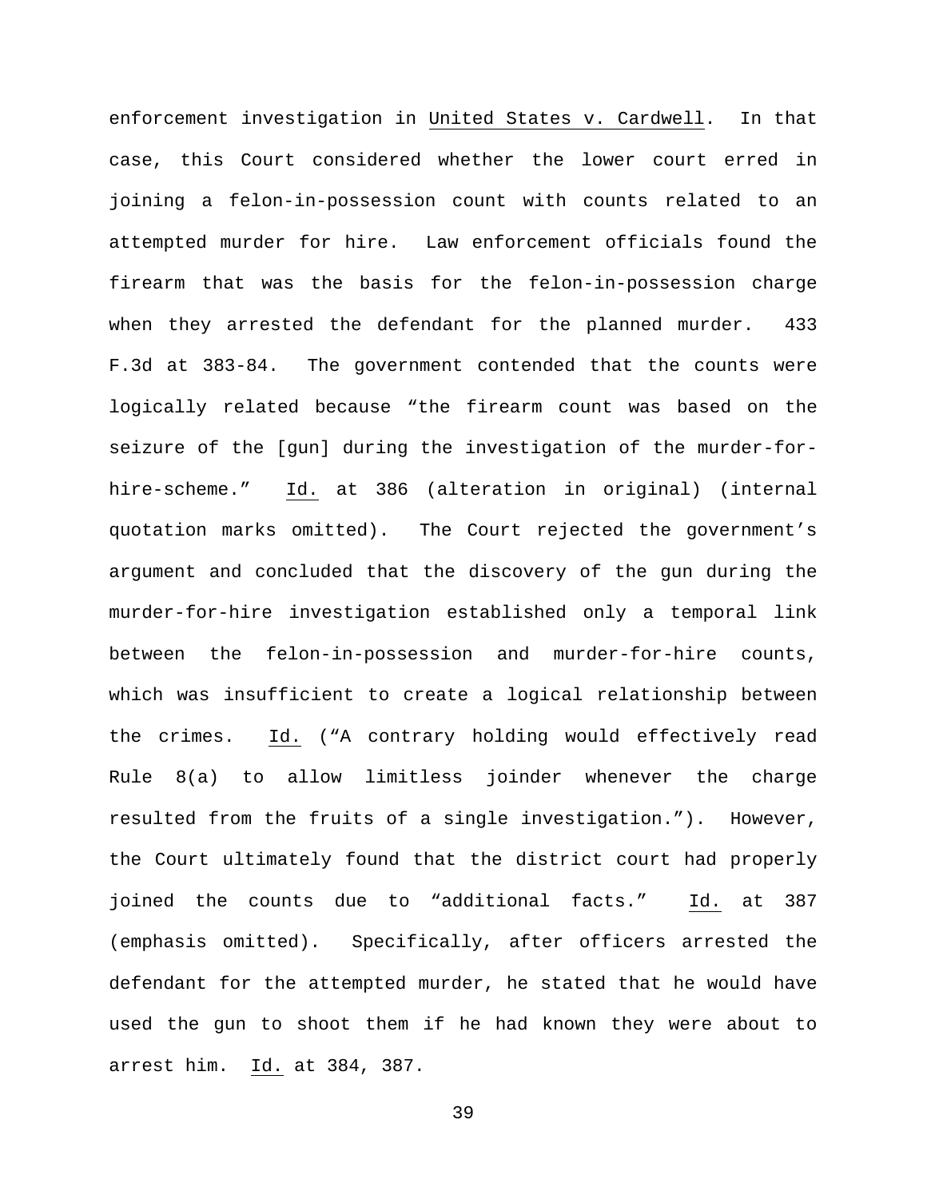enforcement investigation in United States v. Cardwell. In that case, this Court considered whether the lower court erred in joining a felon-in-possession count with counts related to an attempted murder for hire. Law enforcement officials found the firearm that was the basis for the felon-in-possession charge when they arrested the defendant for the planned murder. 433 F.3d at 383-84. The government contended that the counts were logically related because "the firearm count was based on the seizure of the [gun] during the investigation of the murder-for-hire-scheme." Id. at 386 (alteration in original) (internal quotation marks omitted). The Court rejected the government's argument and concluded that the discovery of the gun during the murder-for-hire investigation established only a temporal link between the felon-in-possession and murder-for-hire counts, which was insufficient to create a logical relationship between the crimes. Id. ("A contrary holding would effectively read Rule 8(a) to allow limitless joinder whenever the charge resulted from the fruits of a single investigation."). However, the Court ultimately found that the district court had properly joined the counts due to "additional facts." Id. at 387 (emphasis omitted). Specifically, after officers arrested the defendant for the attempted murder, he stated that he would have used the gun to shoot them if he had known they were about to arrest him. Id. at 384, 387.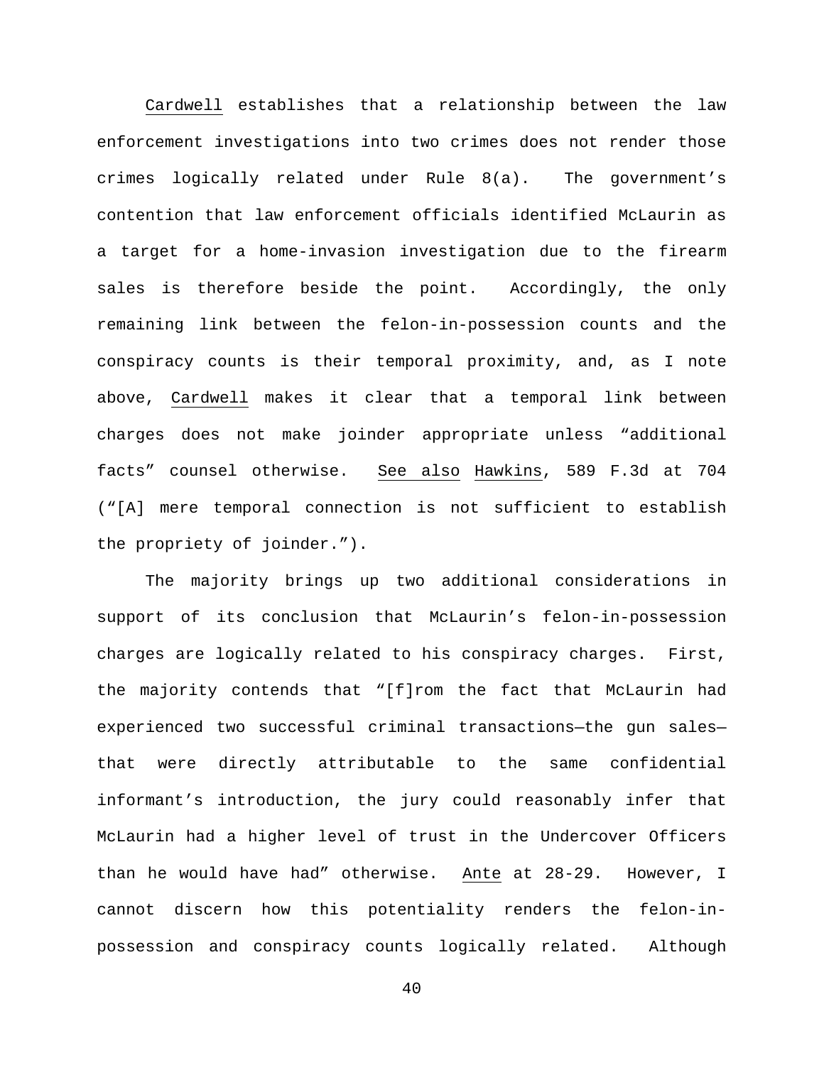Cardwell establishes that a relationship between the law enforcement investigations into two crimes does not render those crimes logically related under Rule 8(a). The government's contention that law enforcement officials identified McLaurin as a target for a home-invasion investigation due to the firearm sales is therefore beside the point. Accordingly, the only remaining link between the felon-in-possession counts and the conspiracy counts is their temporal proximity, and, as I note above, Cardwell makes it clear that a temporal link between charges does not make joinder appropriate unless "additional facts" counsel otherwise. See also Hawkins, 589 F.3d at 704 ("[A] mere temporal connection is not sufficient to establish the propriety of joinder.").

The majority brings up two additional considerations in support of its conclusion that McLaurin's felon-in-possession charges are logically related to his conspiracy charges. First, the majority contends that "[f]rom the fact that McLaurin had experienced two successful criminal transactions—the gun sales—that were directly attributable to the same confidential informant's introduction, the jury could reasonably infer that McLaurin had a higher level of trust in the Undercover Officers than he would have had" otherwise. Ante at 28-29. However, I cannot discern how this potentiality renders the felon-in-possession and conspiracy counts logically related. Although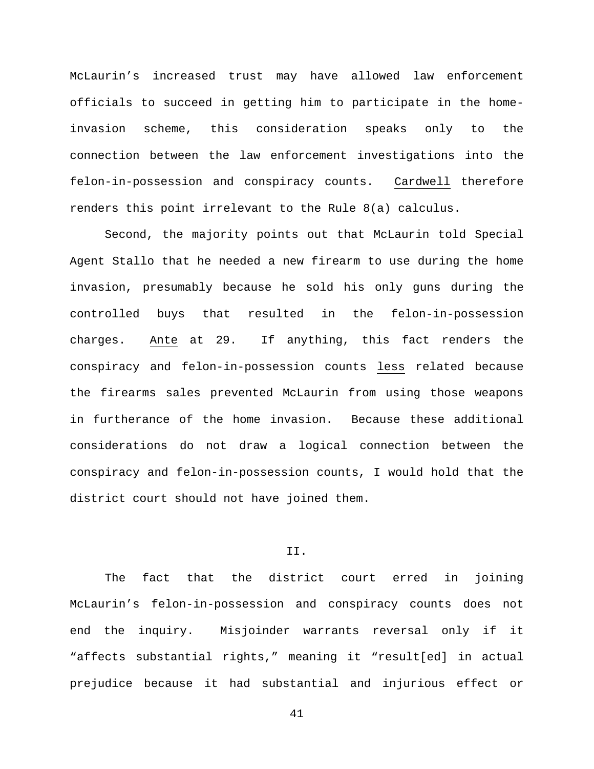McLaurin's increased trust may have allowed law enforcement officials to succeed in getting him to participate in the home-invasion scheme, this consideration speaks only to the connection between the law enforcement investigations into the felon-in-possession and conspiracy counts. Cardwell therefore renders this point irrelevant to the Rule 8(a) calculus.

Second, the majority points out that McLaurin told Special Agent Stallo that he needed a new firearm to use during the home invasion, presumably because he sold his only guns during the controlled buys that resulted in the felon-in-possession charges. Ante at 29. If anything, this fact renders the conspiracy and felon-in-possession counts less related because the firearms sales prevented McLaurin from using those weapons in furtherance of the home invasion. Because these additional considerations do not draw a logical connection between the conspiracy and felon-in-possession counts, I would hold that the district court should not have joined them.

## II.

The fact that the district court erred in joining McLaurin's felon-in-possession and conspiracy counts does not end the inquiry. Misjoinder warrants reversal only if it "affects substantial rights," meaning it "result[ed] in actual prejudice because it had substantial and injurious effect or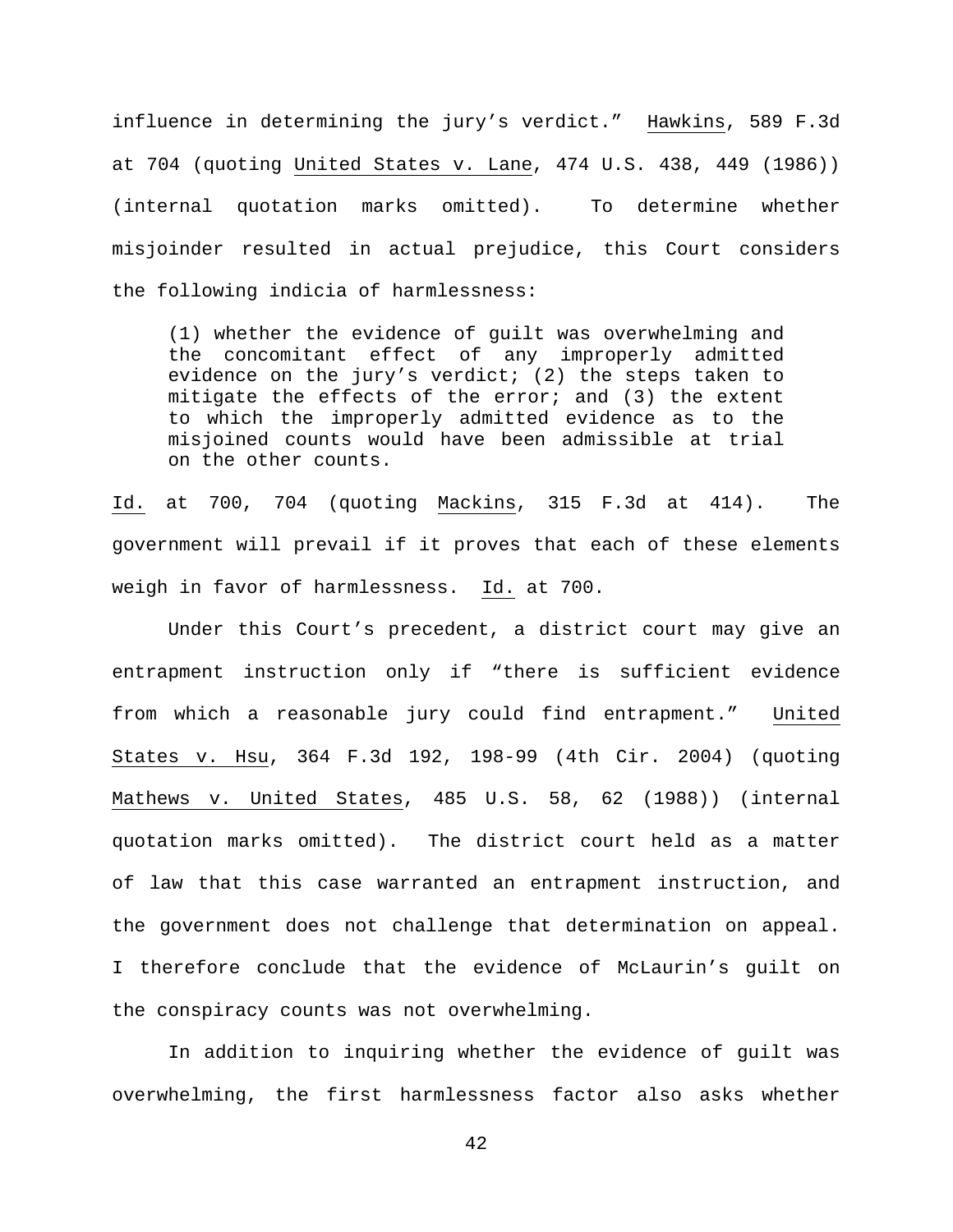influence in determining the jury's verdict." Hawkins, 589 F.3d at 704 (quoting United States v. Lane, 474 U.S. 438, 449 (1986)) (internal quotation marks omitted). To determine whether misjoinder resulted in actual prejudice, this Court considers the following indicia of harmlessness:

> (1) whether the evidence of guilt was overwhelming and the concomitant effect of any improperly admitted evidence on the jury's verdict; (2) the steps taken to mitigate the effects of the error; and (3) the extent to which the improperly admitted evidence as to the misjoined counts would have been admissible at trial on the other counts.

Id. at 700, 704 (quoting Mackins, 315 F.3d at 414). The government will prevail if it proves that each of these elements weigh in favor of harmlessness. Id. at 700.

Under this Court's precedent, a district court may give an entrapment instruction only if "there is sufficient evidence from which a reasonable jury could find entrapment." United States v. Hsu, 364 F.3d 192, 198-99 (4th Cir. 2004) (quoting Mathews v. United States, 485 U.S. 58, 62 (1988)) (internal quotation marks omitted). The district court held as a matter of law that this case warranted an entrapment instruction, and the government does not challenge that determination on appeal. I therefore conclude that the evidence of McLaurin's guilt on the conspiracy counts was not overwhelming.

In addition to inquiring whether the evidence of guilt was overwhelming, the first harmlessness factor also asks whether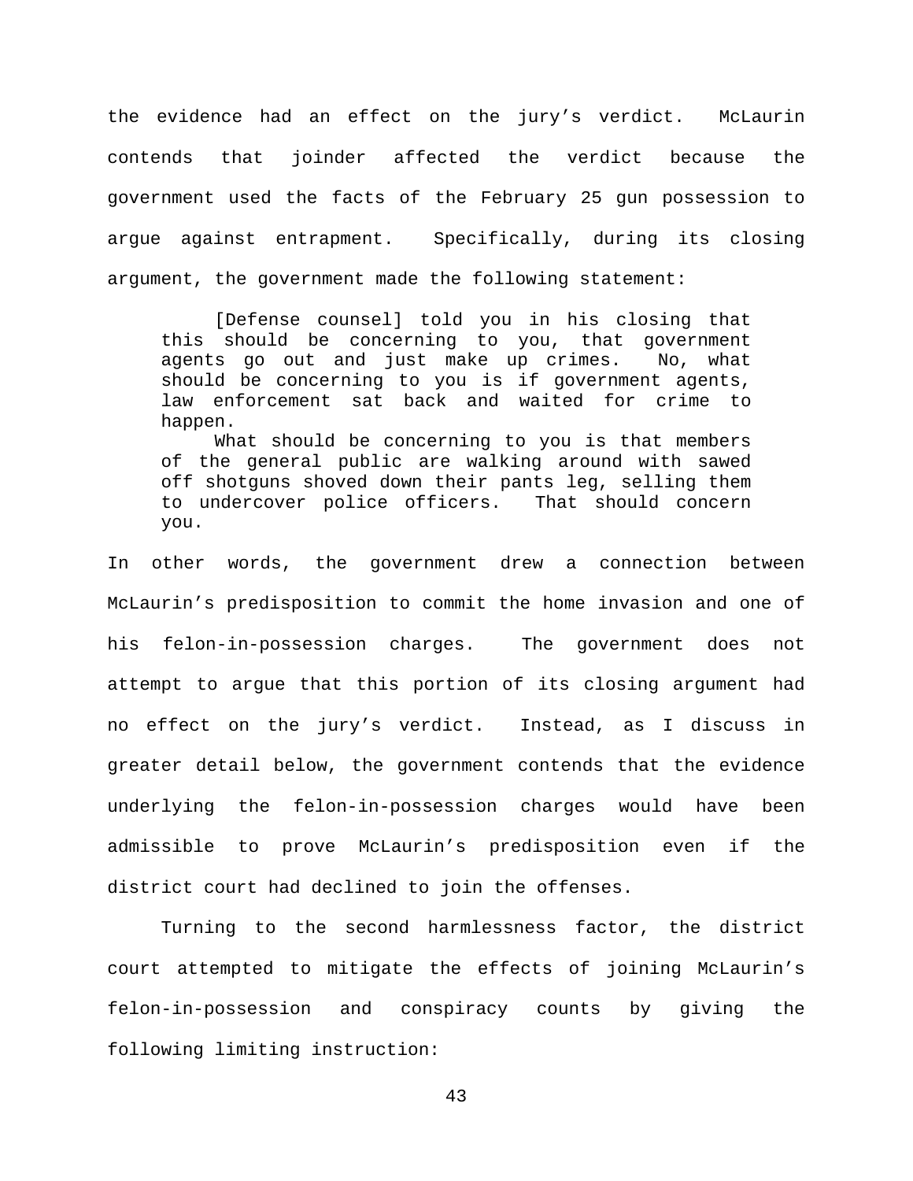the evidence had an effect on the jury's verdict. McLaurin contends that joinder affected the verdict because the government used the facts of the February 25 gun possession to argue against entrapment. Specifically, during its closing argument, the government made the following statement:

> [Defense counsel] told you in his closing that this should be concerning to you, that government agents go out and just make up crimes. No, what should be concerning to you is if government agents, law enforcement sat back and waited for crime to happen.
>
> What should be concerning to you is that members of the general public are walking around with sawed off shotguns shoved down their pants leg, selling them to undercover police officers. That should concern you.

In other words, the government drew a connection between McLaurin's predisposition to commit the home invasion and one of his felon-in-possession charges. The government does not attempt to argue that this portion of its closing argument had no effect on the jury's verdict. Instead, as I discuss in greater detail below, the government contends that the evidence underlying the felon-in-possession charges would have been admissible to prove McLaurin's predisposition even if the district court had declined to join the offenses.

Turning to the second harmlessness factor, the district court attempted to mitigate the effects of joining McLaurin's felon-in-possession and conspiracy counts by giving the following limiting instruction: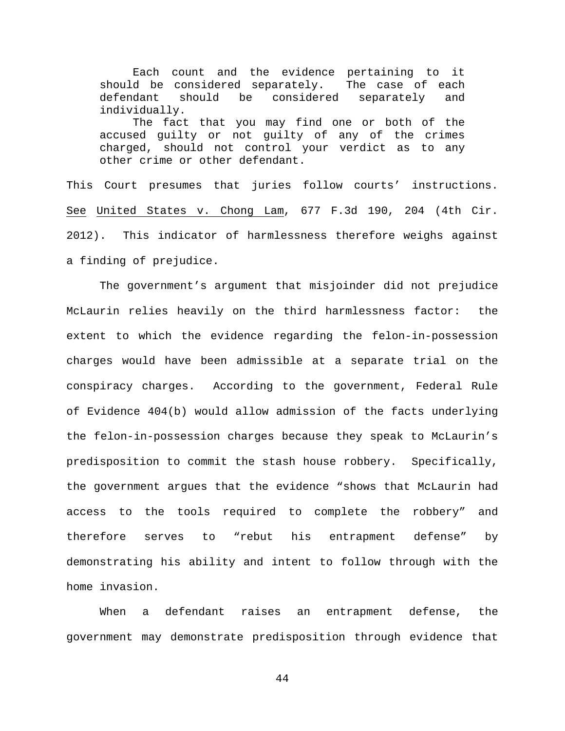> Each count and the evidence pertaining to it should be considered separately. The case of each defendant should be considered separately and individually.
>
> The fact that you may find one or both of the accused guilty or not guilty of any of the crimes charged, should not control your verdict as to any other crime or other defendant.

This Court presumes that juries follow courts' instructions. See United States v. Chong Lam, 677 F.3d 190, 204 (4th Cir. 2012). This indicator of harmlessness therefore weighs against a finding of prejudice.

The government's argument that misjoinder did not prejudice McLaurin relies heavily on the third harmlessness factor: the extent to which the evidence regarding the felon-in-possession charges would have been admissible at a separate trial on the conspiracy charges. According to the government, Federal Rule of Evidence 404(b) would allow admission of the facts underlying the felon-in-possession charges because they speak to McLaurin's predisposition to commit the stash house robbery. Specifically, the government argues that the evidence "shows that McLaurin had access to the tools required to complete the robbery" and therefore serves to "rebut his entrapment defense" by demonstrating his ability and intent to follow through with the home invasion.

When a defendant raises an entrapment defense, the government may demonstrate predisposition through evidence that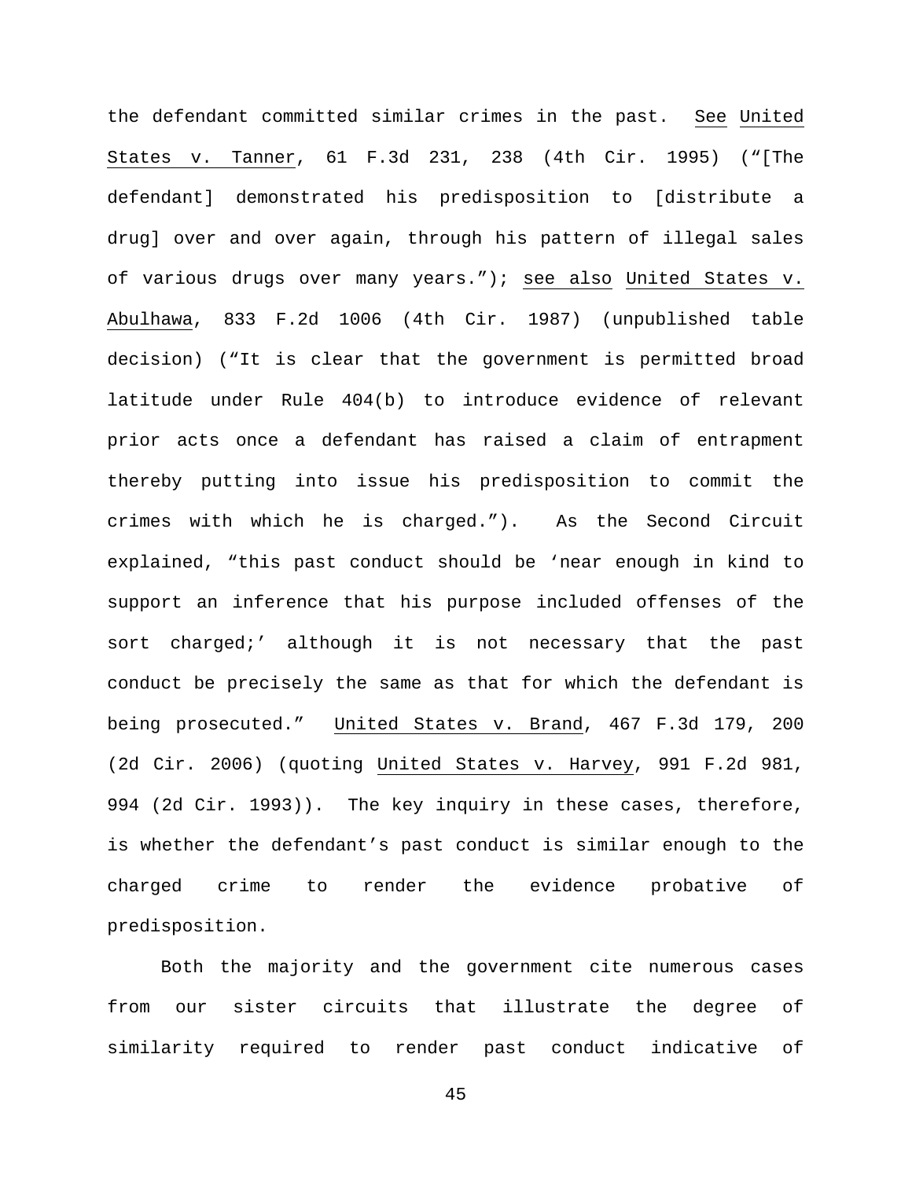the defendant committed similar crimes in the past. See United States v. Tanner, 61 F.3d 231, 238 (4th Cir. 1995) ("[The defendant] demonstrated his predisposition to [distribute a drug] over and over again, through his pattern of illegal sales of various drugs over many years."); see also United States v. Abulhawa, 833 F.2d 1006 (4th Cir. 1987) (unpublished table decision) ("It is clear that the government is permitted broad latitude under Rule 404(b) to introduce evidence of relevant prior acts once a defendant has raised a claim of entrapment thereby putting into issue his predisposition to commit the crimes with which he is charged."). As the Second Circuit explained, "this past conduct should be 'near enough in kind to support an inference that his purpose included offenses of the sort charged;' although it is not necessary that the past conduct be precisely the same as that for which the defendant is being prosecuted." United States v. Brand, 467 F.3d 179, 200 (2d Cir. 2006) (quoting United States v. Harvey, 991 F.2d 981, 994 (2d Cir. 1993)). The key inquiry in these cases, therefore, is whether the defendant's past conduct is similar enough to the charged crime to render the evidence probative of predisposition.

Both the majority and the government cite numerous cases from our sister circuits that illustrate the degree of similarity required to render past conduct indicative of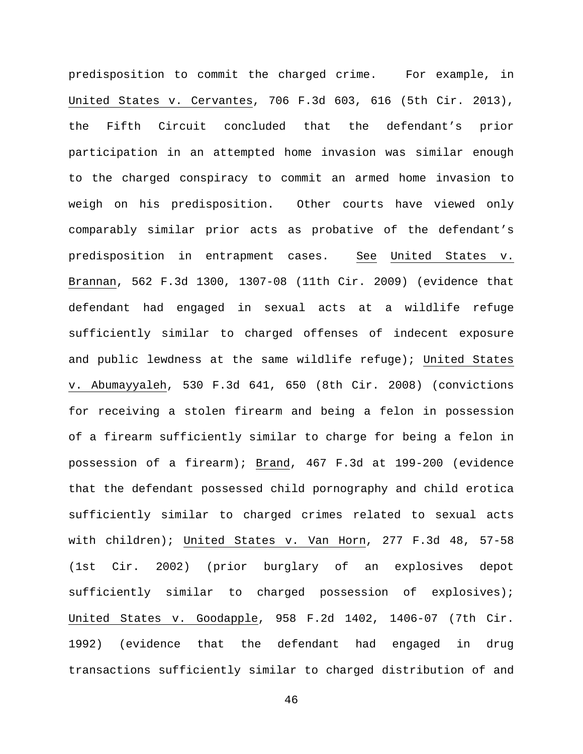predisposition to commit the charged crime. For example, in United States v. Cervantes, 706 F.3d 603, 616 (5th Cir. 2013), the Fifth Circuit concluded that the defendant's prior participation in an attempted home invasion was similar enough to the charged conspiracy to commit an armed home invasion to weigh on his predisposition. Other courts have viewed only comparably similar prior acts as probative of the defendant's predisposition in entrapment cases. See United States v. Brannan, 562 F.3d 1300, 1307-08 (11th Cir. 2009) (evidence that defendant had engaged in sexual acts at a wildlife refuge sufficiently similar to charged offenses of indecent exposure and public lewdness at the same wildlife refuge); United States v. Abumayyaleh, 530 F.3d 641, 650 (8th Cir. 2008) (convictions for receiving a stolen firearm and being a felon in possession of a firearm sufficiently similar to charge for being a felon in possession of a firearm); Brand, 467 F.3d at 199-200 (evidence that the defendant possessed child pornography and child erotica sufficiently similar to charged crimes related to sexual acts with children); United States v. Van Horn, 277 F.3d 48, 57-58 (1st Cir. 2002) (prior burglary of an explosives depot sufficiently similar to charged possession of explosives); United States v. Goodapple, 958 F.2d 1402, 1406-07 (7th Cir. 1992) (evidence that the defendant had engaged in drug transactions sufficiently similar to charged distribution of and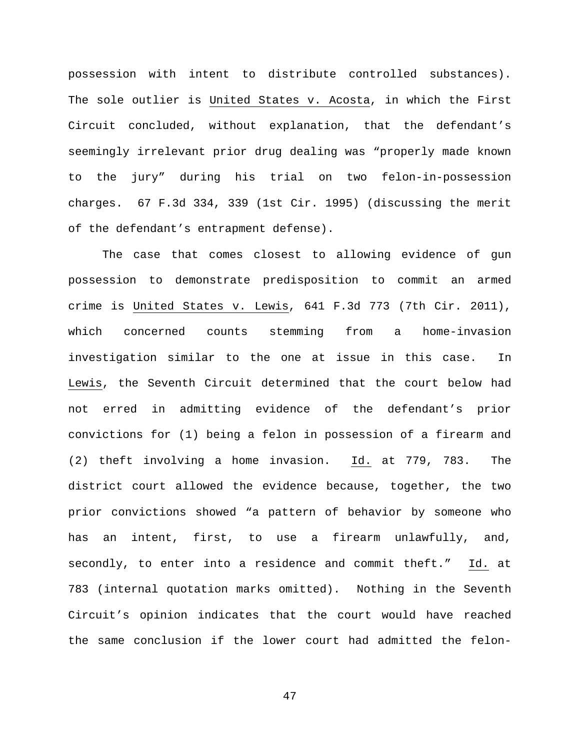possession with intent to distribute controlled substances). The sole outlier is United States v. Acosta, in which the First Circuit concluded, without explanation, that the defendant's seemingly irrelevant prior drug dealing was "properly made known to the jury" during his trial on two felon-in-possession charges. 67 F.3d 334, 339 (1st Cir. 1995) (discussing the merit of the defendant's entrapment defense).

The case that comes closest to allowing evidence of gun possession to demonstrate predisposition to commit an armed crime is United States v. Lewis, 641 F.3d 773 (7th Cir. 2011), which concerned counts stemming from a home-invasion investigation similar to the one at issue in this case. In Lewis, the Seventh Circuit determined that the court below had not erred in admitting evidence of the defendant's prior convictions for (1) being a felon in possession of a firearm and (2) theft involving a home invasion. Id. at 779, 783. The district court allowed the evidence because, together, the two prior convictions showed "a pattern of behavior by someone who has an intent, first, to use a firearm unlawfully, and, secondly, to enter into a residence and commit theft." Id. at 783 (internal quotation marks omitted). Nothing in the Seventh Circuit's opinion indicates that the court would have reached the same conclusion if the lower court had admitted the felon-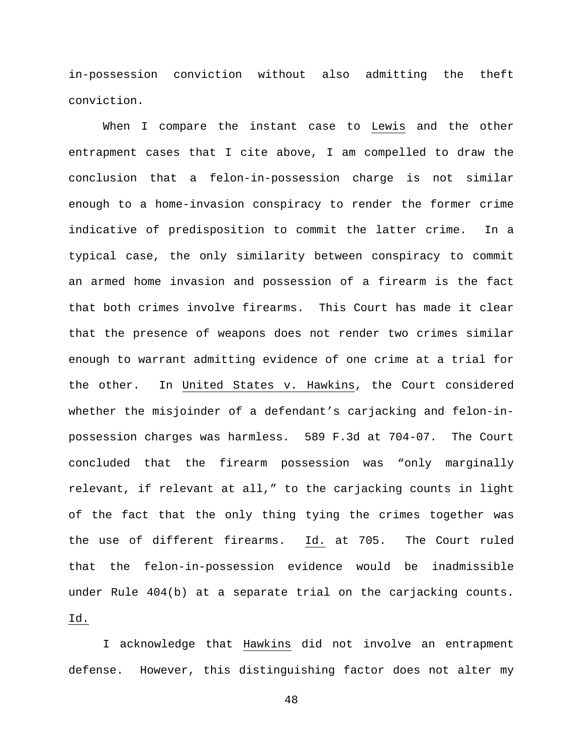in-possession conviction without also admitting the theft conviction.

When I compare the instant case to Lewis and the other entrapment cases that I cite above, I am compelled to draw the conclusion that a felon-in-possession charge is not similar enough to a home-invasion conspiracy to render the former crime indicative of predisposition to commit the latter crime. In a typical case, the only similarity between conspiracy to commit an armed home invasion and possession of a firearm is the fact that both crimes involve firearms. This Court has made it clear that the presence of weapons does not render two crimes similar enough to warrant admitting evidence of one crime at a trial for the other. In United States v. Hawkins, the Court considered whether the misjoinder of a defendant's carjacking and felon-in-possession charges was harmless. 589 F.3d at 704-07. The Court concluded that the firearm possession was "only marginally relevant, if relevant at all," to the carjacking counts in light of the fact that the only thing tying the crimes together was the use of different firearms. Id. at 705. The Court ruled that the felon-in-possession evidence would be inadmissible under Rule 404(b) at a separate trial on the carjacking counts. Id.

I acknowledge that Hawkins did not involve an entrapment defense. However, this distinguishing factor does not alter my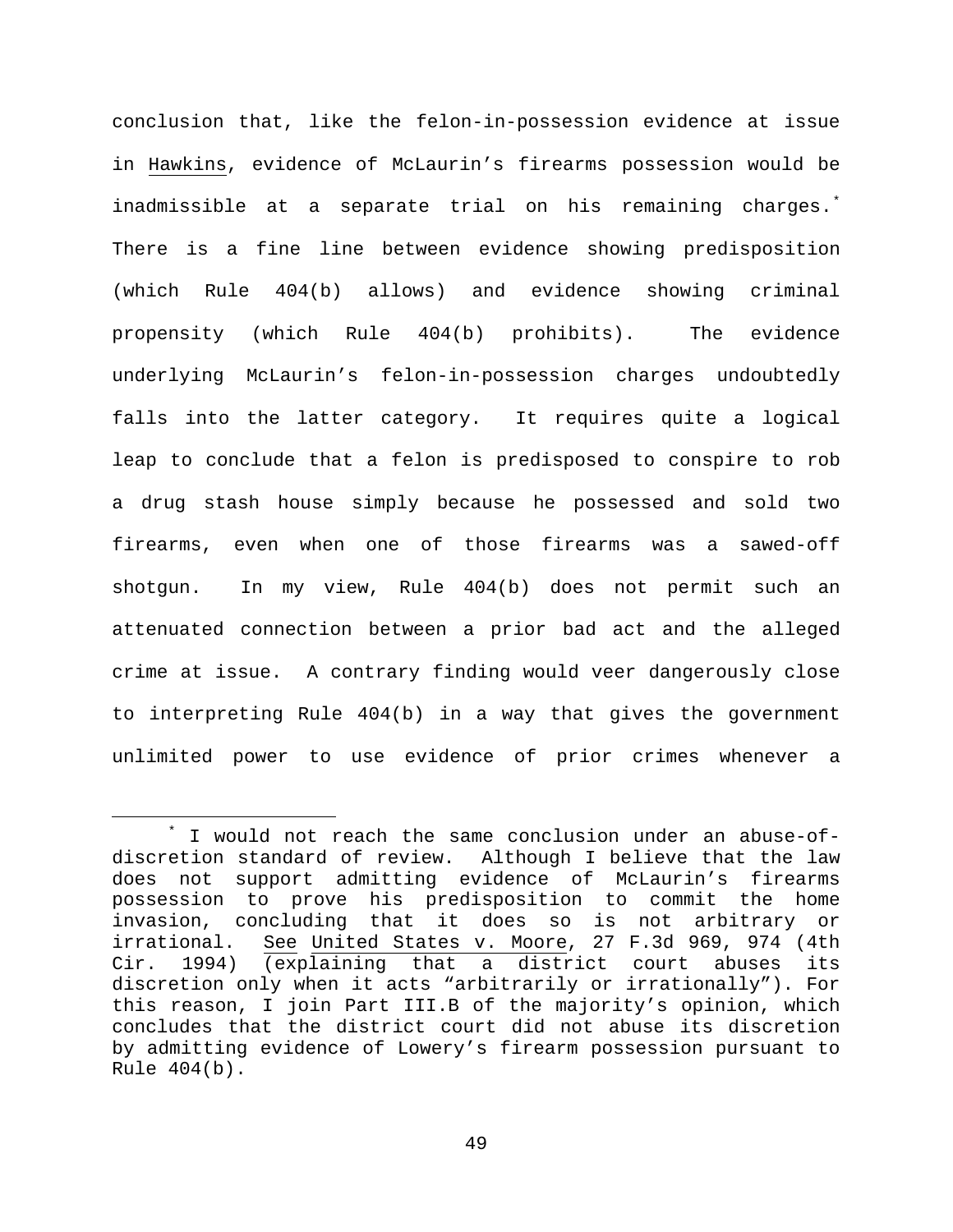conclusion that, like the felon-in-possession evidence at issue in Hawkins, evidence of McLaurin's firearms possession would be inadmissible at a separate trial on his remaining charges.[*] There is a fine line between evidence showing predisposition (which Rule 404(b) allows) and evidence showing criminal propensity (which Rule 404(b) prohibits). The evidence underlying McLaurin's felon-in-possession charges undoubtedly falls into the latter category. It requires quite a logical leap to conclude that a felon is predisposed to conspire to rob a drug stash house simply because he possessed and sold two firearms, even when one of those firearms was a sawed-off shotgun. In my view, Rule 404(b) does not permit such an attenuated connection between a prior bad act and the alleged crime at issue. A contrary finding would veer dangerously close to interpreting Rule 404(b) in a way that gives the government unlimited power to use evidence of prior crimes whenever a

---

[*] I would not reach the same conclusion under an abuse-of-discretion standard of review. Although I believe that the law does not support admitting evidence of McLaurin's firearms possession to prove his predisposition to commit the home invasion, concluding that it does so is not arbitrary or irrational. See United States v. Moore, 27 F.3d 969, 974 (4th Cir. 1994) (explaining that a district court abuses its discretion only when it acts "arbitrarily or irrationally"). For this reason, I join Part III.B of the majority's opinion, which concludes that the district court did not abuse its discretion by admitting evidence of Lowery's firearm possession pursuant to Rule 404(b).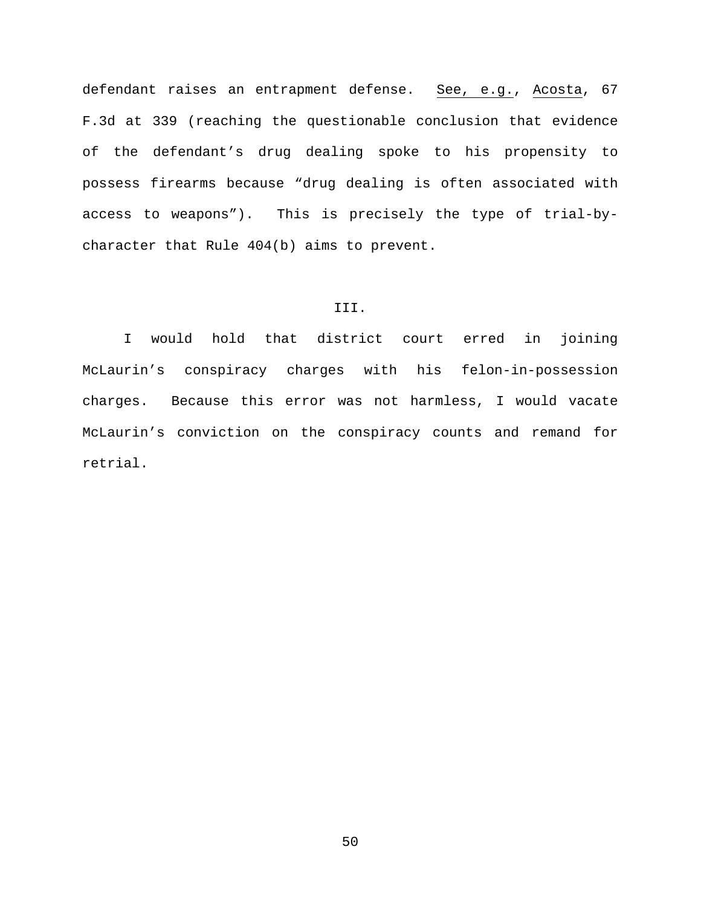defendant raises an entrapment defense. See, e.g., Acosta, 67 F.3d at 339 (reaching the questionable conclusion that evidence of the defendant's drug dealing spoke to his propensity to possess firearms because "drug dealing is often associated with access to weapons"). This is precisely the type of trial-by-character that Rule 404(b) aims to prevent.

## III.

I would hold that district court erred in joining McLaurin's conspiracy charges with his felon-in-possession charges. Because this error was not harmless, I would vacate McLaurin's conviction on the conspiracy counts and remand for retrial.